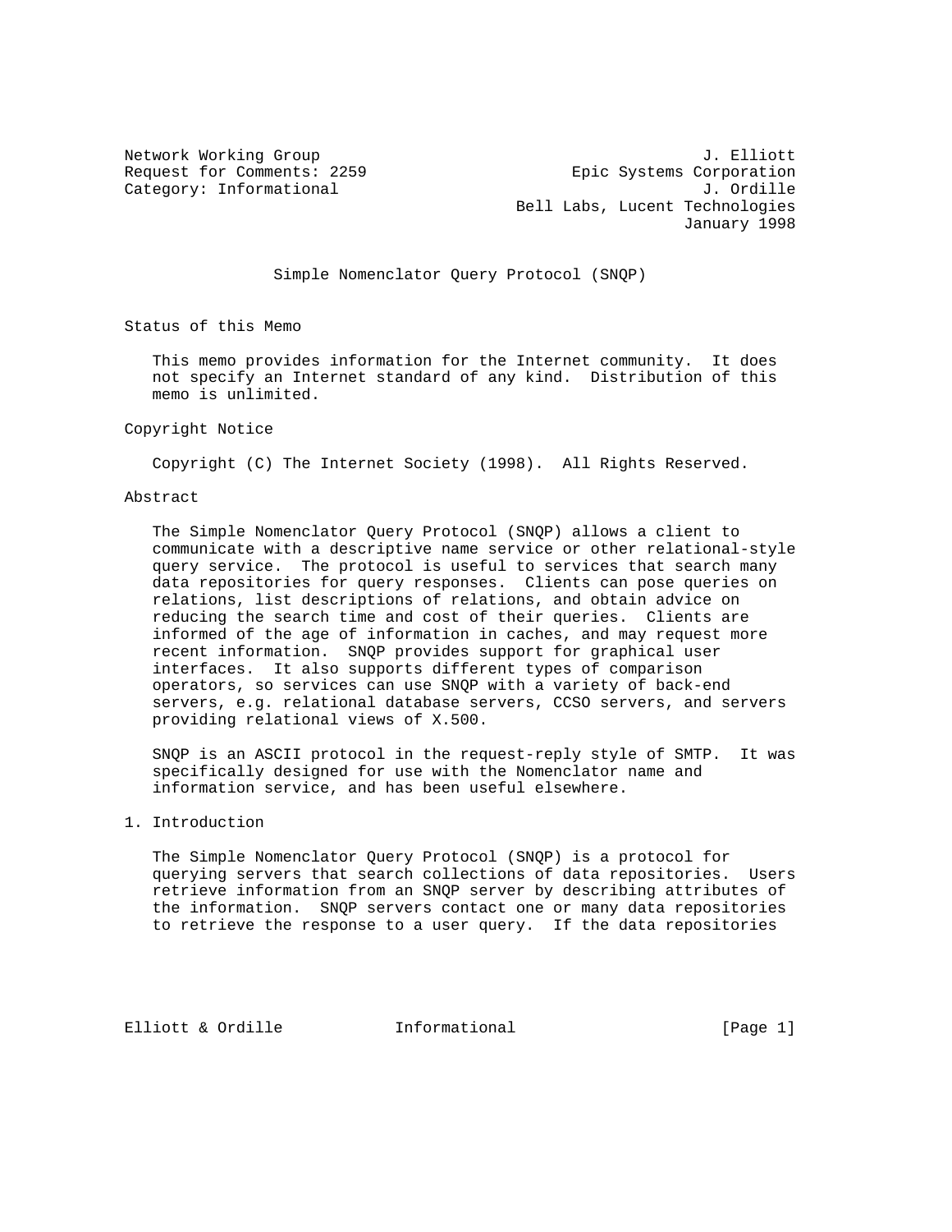Network Working Group J. Elliott
Request for Comments: 2259 Epic Systems Corporation
Category: Informational J. Ordille
Bell Labs, Lucent Technologies
January 1998

# Simple Nomenclator Query Protocol (SNQP)

## Status of this Memo

This memo provides information for the Internet community. It does not specify an Internet standard of any kind. Distribution of this memo is unlimited.

## Copyright Notice

Copyright (C) The Internet Society (1998). All Rights Reserved.

## Abstract

The Simple Nomenclator Query Protocol (SNQP) allows a client to communicate with a descriptive name service or other relational-style query service. The protocol is useful to services that search many data repositories for query responses. Clients can pose queries on relations, list descriptions of relations, and obtain advice on reducing the search time and cost of their queries. Clients are informed of the age of information in caches, and may request more recent information. SNQP provides support for graphical user interfaces. It also supports different types of comparison operators, so services can use SNQP with a variety of back-end servers, e.g. relational database servers, CCSO servers, and servers providing relational views of X.500.

SNQP is an ASCII protocol in the request-reply style of SMTP. It was specifically designed for use with the Nomenclator name and information service, and has been useful elsewhere.

## 1. Introduction

The Simple Nomenclator Query Protocol (SNQP) is a protocol for querying servers that search collections of data repositories. Users retrieve information from an SNQP server by describing attributes of the information. SNQP servers contact one or many data repositories to retrieve the response to a user query. If the data repositories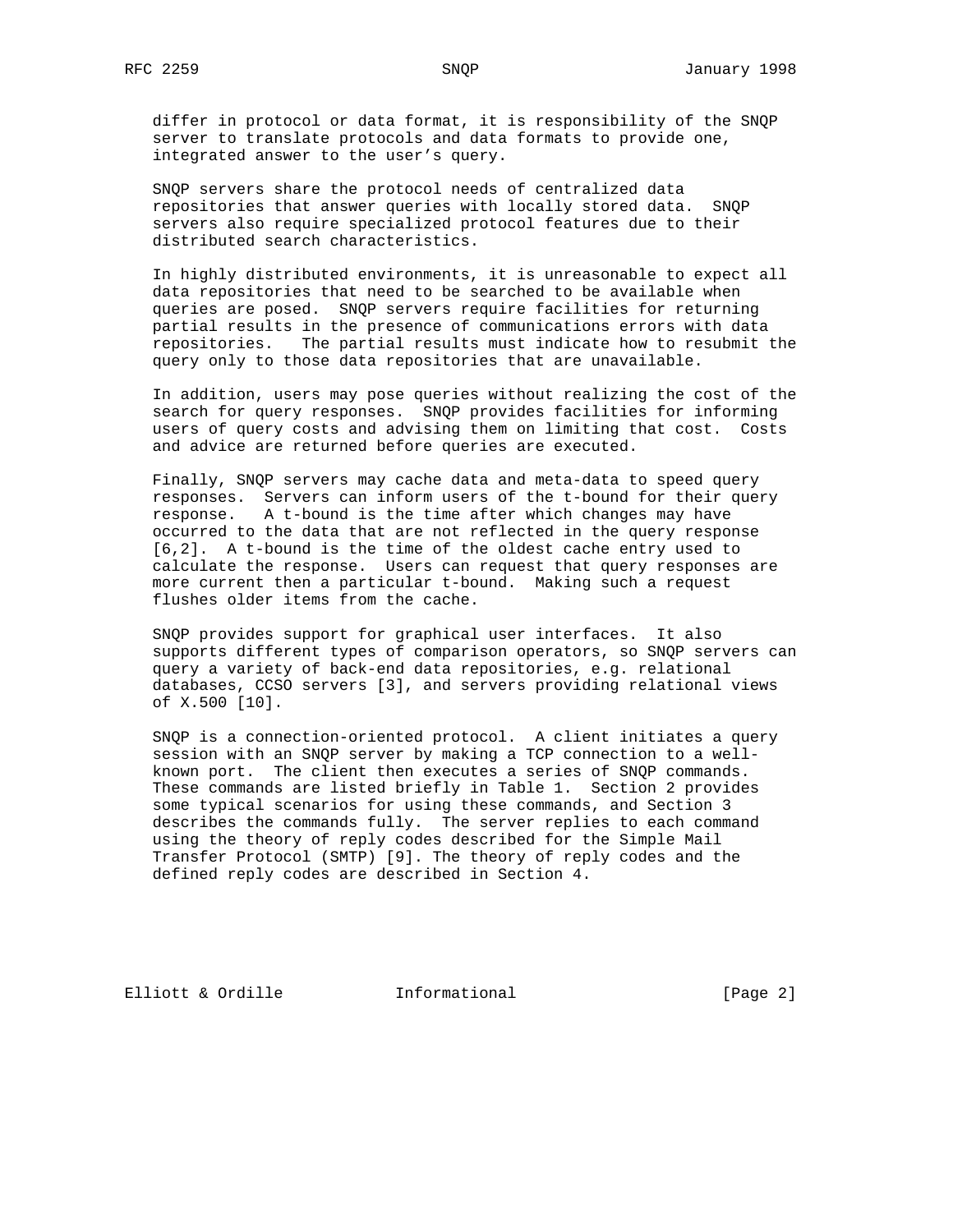differ in protocol or data format, it is responsibility of the SNQP server to translate protocols and data formats to provide one, integrated answer to the user's query.

SNQP servers share the protocol needs of centralized data repositories that answer queries with locally stored data. SNQP servers also require specialized protocol features due to their distributed search characteristics.

In highly distributed environments, it is unreasonable to expect all data repositories that need to be searched to be available when queries are posed. SNQP servers require facilities for returning partial results in the presence of communications errors with data repositories. The partial results must indicate how to resubmit the query only to those data repositories that are unavailable.

In addition, users may pose queries without realizing the cost of the search for query responses. SNQP provides facilities for informing users of query costs and advising them on limiting that cost. Costs and advice are returned before queries are executed.

Finally, SNQP servers may cache data and meta-data to speed query responses. Servers can inform users of the t-bound for their query response. A t-bound is the time after which changes may have occurred to the data that are not reflected in the query response [6,2]. A t-bound is the time of the oldest cache entry used to calculate the response. Users can request that query responses are more current then a particular t-bound. Making such a request flushes older items from the cache.

SNQP provides support for graphical user interfaces. It also supports different types of comparison operators, so SNQP servers can query a variety of back-end data repositories, e.g. relational databases, CCSO servers [3], and servers providing relational views of X.500 [10].

SNQP is a connection-oriented protocol. A client initiates a query session with an SNQP server by making a TCP connection to a well-known port. The client then executes a series of SNQP commands. These commands are listed briefly in Table 1. Section 2 provides some typical scenarios for using these commands, and Section 3 describes the commands fully. The server replies to each command using the theory of reply codes described for the Simple Mail Transfer Protocol (SMTP) [9]. The theory of reply codes and the defined reply codes are described in Section 4.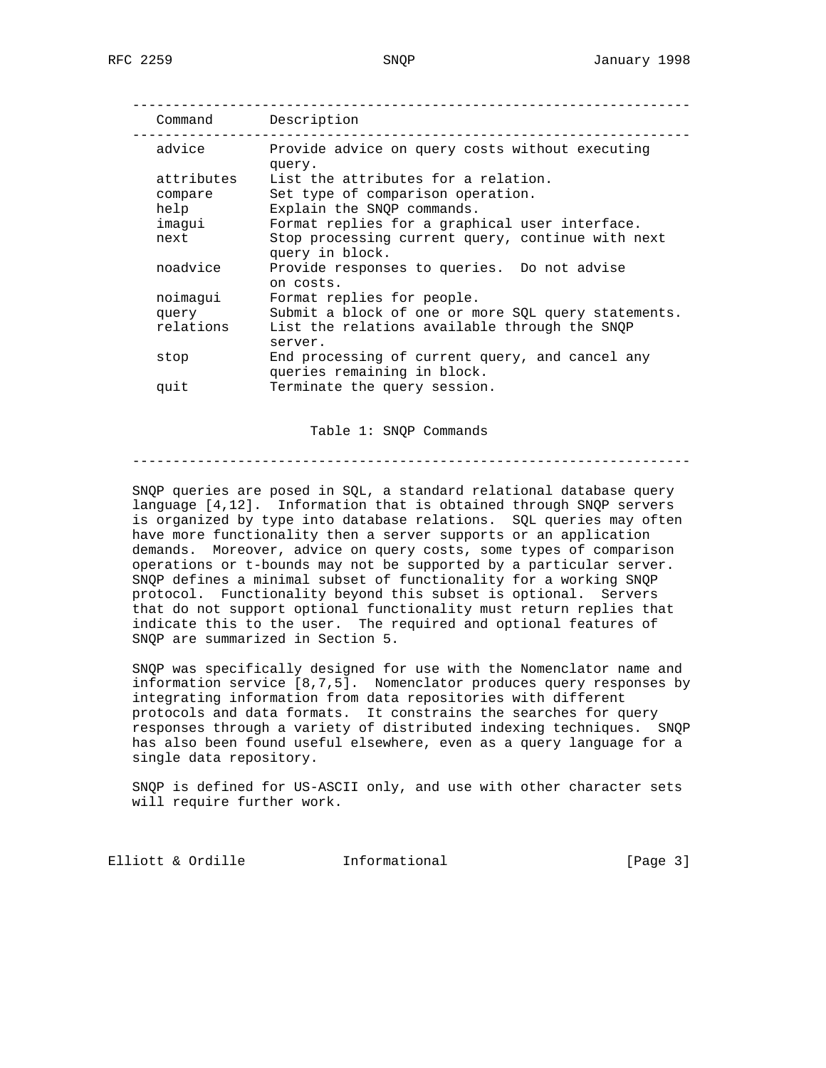| Command | Description |
| --- | --- |
| advice | Provide advice on query costs without executing query. |
| attributes | List the attributes for a relation. |
| compare | Set type of comparison operation. |
| help | Explain the SNQP commands. |
| imagui | Format replies for a graphical user interface. |
| next | Stop processing current query, continue with next query in block. |
| noadvice | Provide responses to queries. Do not advise on costs. |
| noimagui | Format replies for people. |
| query | Submit a block of one or more SQL query statements. |
| relations | List the relations available through the SNQP server. |
| stop | End processing of current query, and cancel any queries remaining in block. |
| quit | Terminate the query session. |

Table 1: SNQP Commands

SNQP queries are posed in SQL, a standard relational database query language [4,12]. Information that is obtained through SNQP servers is organized by type into database relations. SQL queries may often have more functionality then a server supports or an application demands. Moreover, advice on query costs, some types of comparison operations or t-bounds may not be supported by a particular server. SNQP defines a minimal subset of functionality for a working SNQP protocol. Functionality beyond this subset is optional. Servers that do not support optional functionality must return replies that indicate this to the user. The required and optional features of SNQP are summarized in Section 5.

SNQP was specifically designed for use with the Nomenclator name and information service [8,7,5]. Nomenclator produces query responses by integrating information from data repositories with different protocols and data formats. It constrains the searches for query responses through a variety of distributed indexing techniques. SNQP has also been found useful elsewhere, even as a query language for a single data repository.

SNQP is defined for US-ASCII only, and use with other character sets will require further work.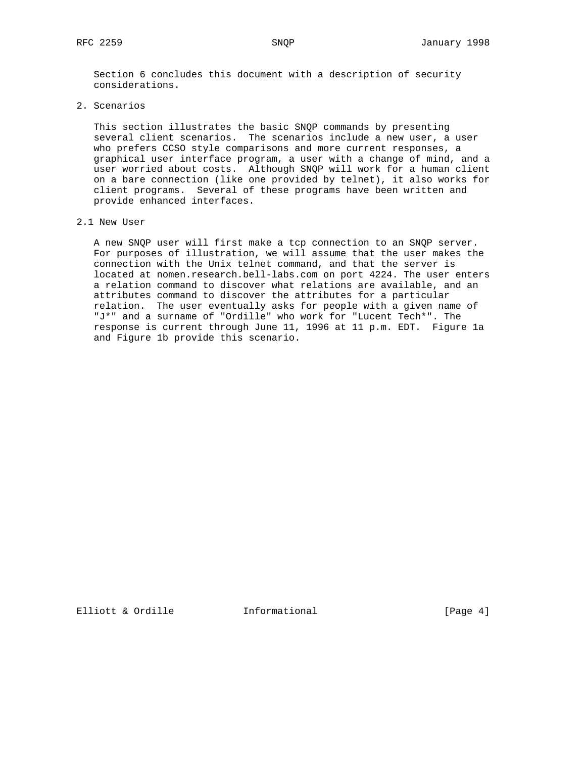Section 6 concludes this document with a description of security considerations.

## 2. Scenarios

This section illustrates the basic SNQP commands by presenting several client scenarios. The scenarios include a new user, a user who prefers CCSO style comparisons and more current responses, a graphical user interface program, a user with a change of mind, and a user worried about costs. Although SNQP will work for a human client on a bare connection (like one provided by telnet), it also works for client programs. Several of these programs have been written and provide enhanced interfaces.

### 2.1 New User

A new SNQP user will first make a tcp connection to an SNQP server. For purposes of illustration, we will assume that the user makes the connection with the Unix telnet command, and that the server is located at nomen.research.bell-labs.com on port 4224. The user enters a relation command to discover what relations are available, and an attributes command to discover the attributes for a particular relation. The user eventually asks for people with a given name of "J*" and a surname of "Ordille" who work for "Lucent Tech*". The response is current through June 11, 1996 at 11 p.m. EDT. Figure 1a and Figure 1b provide this scenario.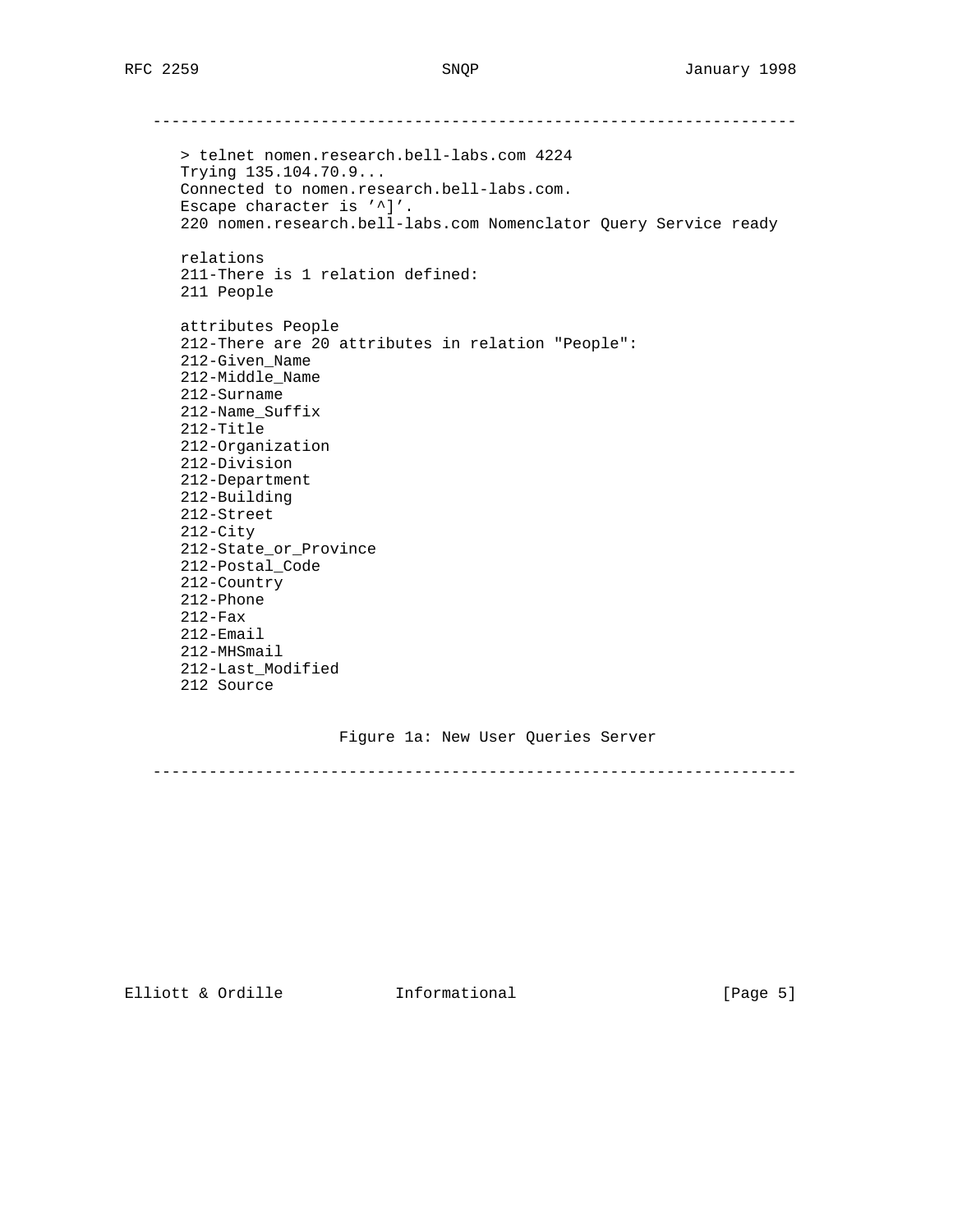---------------------------------------------------------------------

```
> telnet nomen.research.bell-labs.com 4224
Trying 135.104.70.9...
Connected to nomen.research.bell-labs.com.
Escape character is '^]'.
220 nomen.research.bell-labs.com Nomenclator Query Service ready

relations
211-There is 1 relation defined:
211 People

attributes People
212-There are 20 attributes in relation "People":
212-Given_Name
212-Middle_Name
212-Surname
212-Name_Suffix
212-Title
212-Organization
212-Division
212-Department
212-Building
212-Street
212-City
212-State_or_Province
212-Postal_Code
212-Country
212-Phone
212-Fax
212-Email
212-MHSmail
212-Last_Modified
212 Source
```

Figure 1a: New User Queries Server

---------------------------------------------------------------------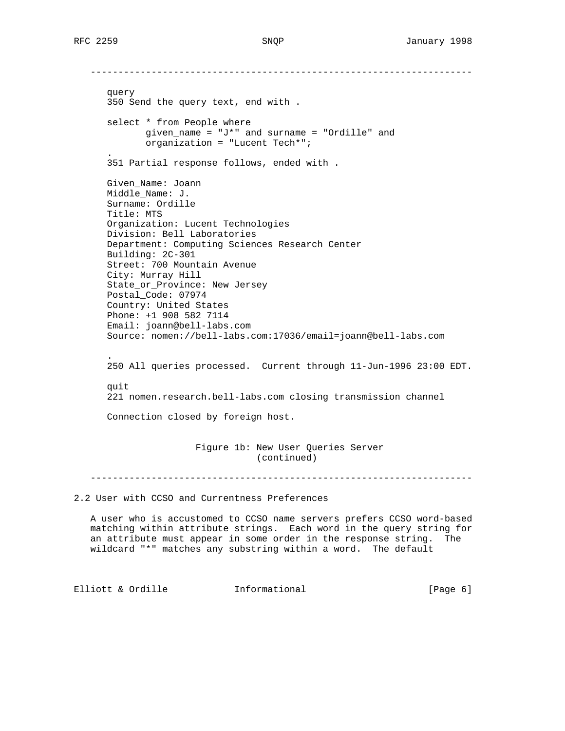```
query
350 Send the query text, end with .

select * from People where
       given_name = "J*" and surname = "Ordille" and
       organization = "Lucent Tech*";
.
351 Partial response follows, ended with .

Given_Name: Joann
Middle_Name: J.
Surname: Ordille
Title: MTS
Organization: Lucent Technologies
Division: Bell Laboratories
Department: Computing Sciences Research Center
Building: 2C-301
Street: 700 Mountain Avenue
City: Murray Hill
State_or_Province: New Jersey
Postal_Code: 07974
Country: United States
Phone: +1 908 582 7114
Email: joann@bell-labs.com
Source: nomen://bell-labs.com:17036/email=joann@bell-labs.com

.
250 All queries processed.  Current through 11-Jun-1996 23:00 EDT.

quit
221 nomen.research.bell-labs.com closing transmission channel

Connection closed by foreign host.
```

Figure 1b: New User Queries Server (continued)

## 2.2 User with CCSO and Currentness Preferences

A user who is accustomed to CCSO name servers prefers CCSO word-based matching within attribute strings. Each word in the query string for an attribute must appear in some order in the response string. The wildcard "*" matches any substring within a word. The default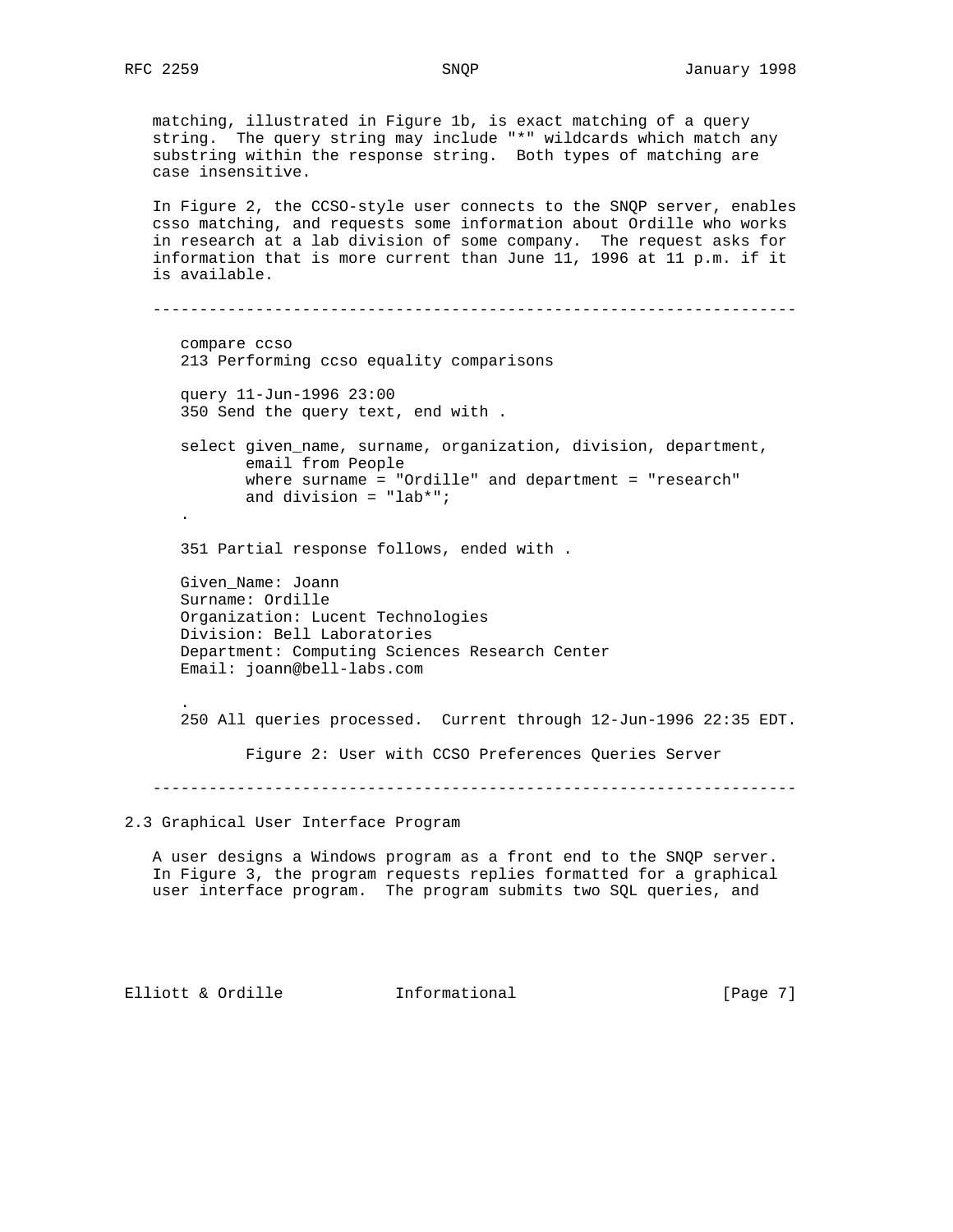matching, illustrated in Figure 1b, is exact matching of a query string. The query string may include "*" wildcards which match any substring within the response string. Both types of matching are case insensitive.

In Figure 2, the CCSO-style user connects to the SNQP server, enables csso matching, and requests some information about Ordille who works in research at a lab division of some company. The request asks for information that is more current than June 11, 1996 at 11 p.m. if it is available.

```
compare ccso
213 Performing ccso equality comparisons

query 11-Jun-1996 23:00
350 Send the query text, end with .

select given_name, surname, organization, division, department,
       email from People
       where surname = "Ordille" and department = "research"
       and division = "lab*";
.

351 Partial response follows, ended with .

Given_Name: Joann
Surname: Ordille
Organization: Lucent Technologies
Division: Bell Laboratories
Department: Computing Sciences Research Center
Email: joann@bell-labs.com

.
250 All queries processed.  Current through 12-Jun-1996 22:35 EDT.
```

Figure 2: User with CCSO Preferences Queries Server

## 2.3 Graphical User Interface Program

A user designs a Windows program as a front end to the SNQP server. In Figure 3, the program requests replies formatted for a graphical user interface program. The program submits two SQL queries, and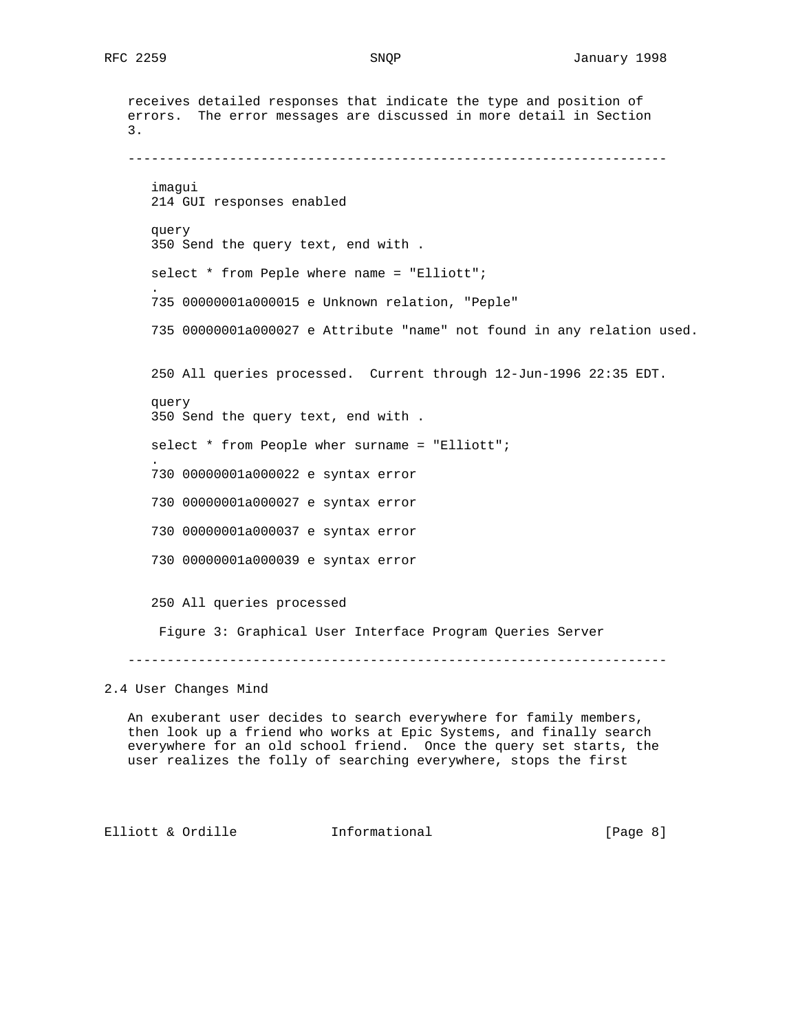receives detailed responses that indicate the type and position of errors. The error messages are discussed in more detail in Section 3.

```
----------------------------------------------------------------------

   imagui
   214 GUI responses enabled

   query
   350 Send the query text, end with .

   select * from Peple where name = "Elliott";
   .
   735 00000001a000015 e Unknown relation, "Peple"

   735 00000001a000027 e Attribute "name" not found in any relation used.


   250 All queries processed.  Current through 12-Jun-1996 22:35 EDT.

   query
   350 Send the query text, end with .

   select * from People wher surname = "Elliott";
   .
   730 00000001a000022 e syntax error

   730 00000001a000027 e syntax error

   730 00000001a000037 e syntax error

   730 00000001a000039 e syntax error


   250 All queries processed

    Figure 3: Graphical User Interface Program Queries Server

----------------------------------------------------------------------
```

## 2.4 User Changes Mind

An exuberant user decides to search everywhere for family members, then look up a friend who works at Epic Systems, and finally search everywhere for an old school friend. Once the query set starts, the user realizes the folly of searching everywhere, stops the first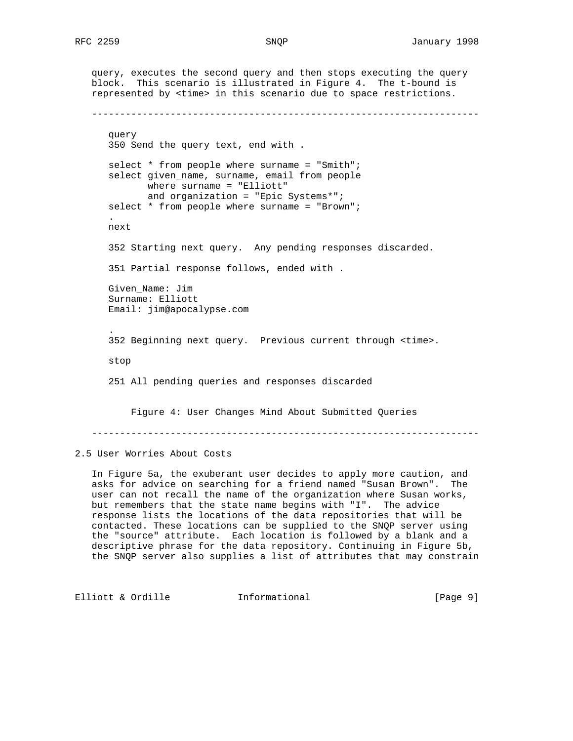query, executes the second query and then stops executing the query block. This scenario is illustrated in Figure 4. The t-bound is represented by <time> in this scenario due to space restrictions.

```
query
350 Send the query text, end with .

select * from people where surname = "Smith";
select given_name, surname, email from people
       where surname = "Elliott"
       and organization = "Epic Systems*";
select * from people where surname = "Brown";
.
next

352 Starting next query.  Any pending responses discarded.

351 Partial response follows, ended with .

Given_Name: Jim
Surname: Elliott
Email: jim@apocalypse.com

.
352 Beginning next query.  Previous current through <time>.

stop

251 All pending queries and responses discarded
```

Figure 4: User Changes Mind About Submitted Queries

## 2.5 User Worries About Costs

In Figure 5a, the exuberant user decides to apply more caution, and asks for advice on searching for a friend named "Susan Brown". The user can not recall the name of the organization where Susan works, but remembers that the state name begins with "I". The advice response lists the locations of the data repositories that will be contacted. These locations can be supplied to the SNQP server using the "source" attribute. Each location is followed by a blank and a descriptive phrase for the data repository. Continuing in Figure 5b, the SNQP server also supplies a list of attributes that may constrain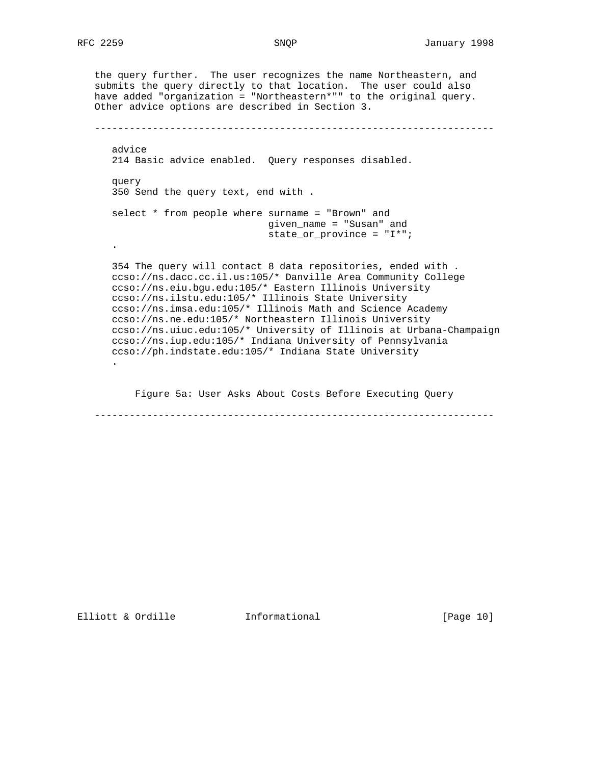the query further. The user recognizes the name Northeastern, and submits the query directly to that location. The user could also have added "organization = "Northeastern*"" to the original query. Other advice options are described in Section 3.

---

```
advice
214 Basic advice enabled.  Query responses disabled.

query
350 Send the query text, end with .

select * from people where surname = "Brown" and
                           given_name = "Susan" and
                           state_or_province = "I*";
.

354 The query will contact 8 data repositories, ended with .
ccso://ns.dacc.cc.il.us:105/* Danville Area Community College
ccso://ns.eiu.bgu.edu:105/* Eastern Illinois University
ccso://ns.ilstu.edu:105/* Illinois State University
ccso://ns.imsa.edu:105/* Illinois Math and Science Academy
ccso://ns.ne.edu:105/* Northeastern Illinois University
ccso://ns.uiuc.edu:105/* University of Illinois at Urbana-Champaign
ccso://ns.iup.edu:105/* Indiana University of Pennsylvania
ccso://ph.indstate.edu:105/* Indiana State University
.
```

Figure 5a: User Asks About Costs Before Executing Query

---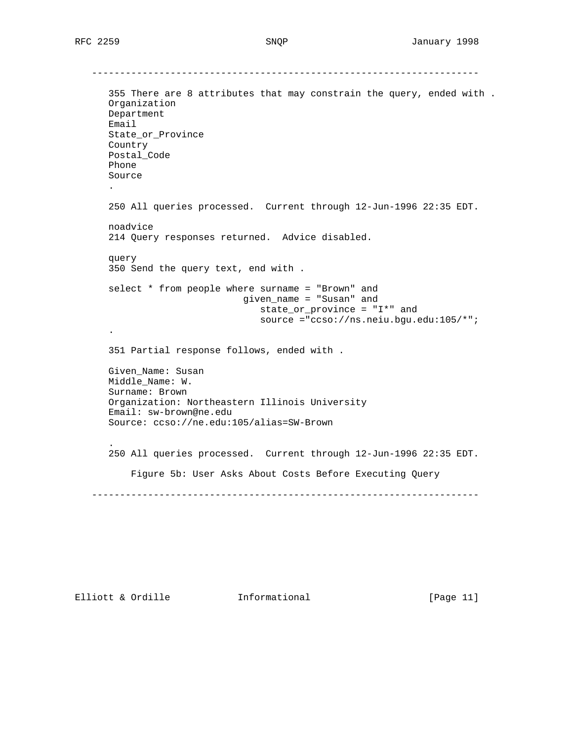```
------------------------------------------------------------------------

   355 There are 8 attributes that may constrain the query, ended with .
   Organization
   Department
   Email
   State_or_Province
   Country
   Postal_Code
   Phone
   Source
   .

   250 All queries processed.  Current through 12-Jun-1996 22:35 EDT.

   noadvice
   214 Query responses returned.  Advice disabled.

   query
   350 Send the query text, end with .

   select * from people where surname = "Brown" and
                           given_name = "Susan" and
                              state_or_province = "I*" and
                              source ="ccso://ns.neiu.bgu.edu:105/*";
   .

   351 Partial response follows, ended with .

   Given_Name: Susan
   Middle_Name: W.
   Surname: Brown
   Organization: Northeastern Illinois University
   Email: sw-brown@ne.edu
   Source: ccso://ne.edu:105/alias=SW-Brown

   .
   250 All queries processed.  Current through 12-Jun-1996 22:35 EDT.

       Figure 5b: User Asks About Costs Before Executing Query

------------------------------------------------------------------------
```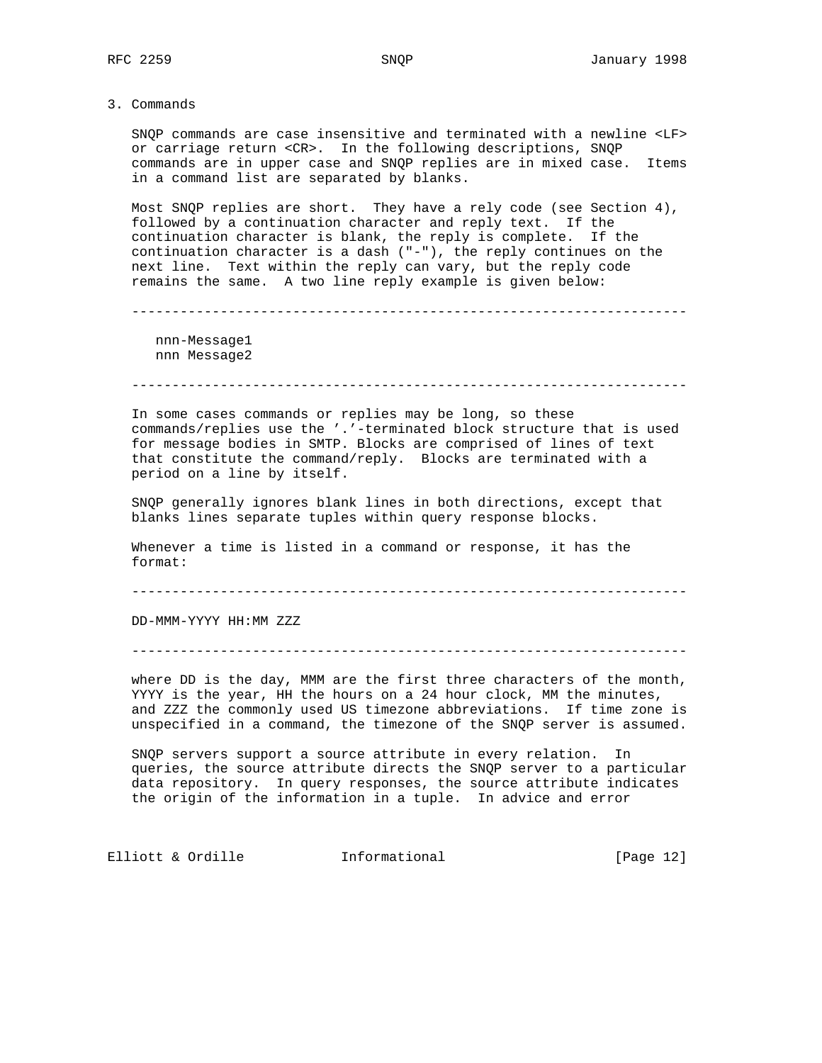## 3. Commands

SNQP commands are case insensitive and terminated with a newline <LF> or carriage return <CR>. In the following descriptions, SNQP commands are in upper case and SNQP replies are in mixed case. Items in a command list are separated by blanks.

Most SNQP replies are short. They have a rely code (see Section 4), followed by a continuation character and reply text. If the continuation character is blank, the reply is complete. If the continuation character is a dash ("-"), the reply continues on the next line. Text within the reply can vary, but the reply code remains the same. A two line reply example is given below:

```
nnn-Message1
nnn Message2
```

In some cases commands or replies may be long, so these commands/replies use the '.'-terminated block structure that is used for message bodies in SMTP. Blocks are comprised of lines of text that constitute the command/reply. Blocks are terminated with a period on a line by itself.

SNQP generally ignores blank lines in both directions, except that blanks lines separate tuples within query response blocks.

Whenever a time is listed in a command or response, it has the format:

```
DD-MMM-YYYY HH:MM ZZZ
```

where DD is the day, MMM are the first three characters of the month, YYYY is the year, HH the hours on a 24 hour clock, MM the minutes, and ZZZ the commonly used US timezone abbreviations. If time zone is unspecified in a command, the timezone of the SNQP server is assumed.

SNQP servers support a source attribute in every relation. In queries, the source attribute directs the SNQP server to a particular data repository. In query responses, the source attribute indicates the origin of the information in a tuple. In advice and error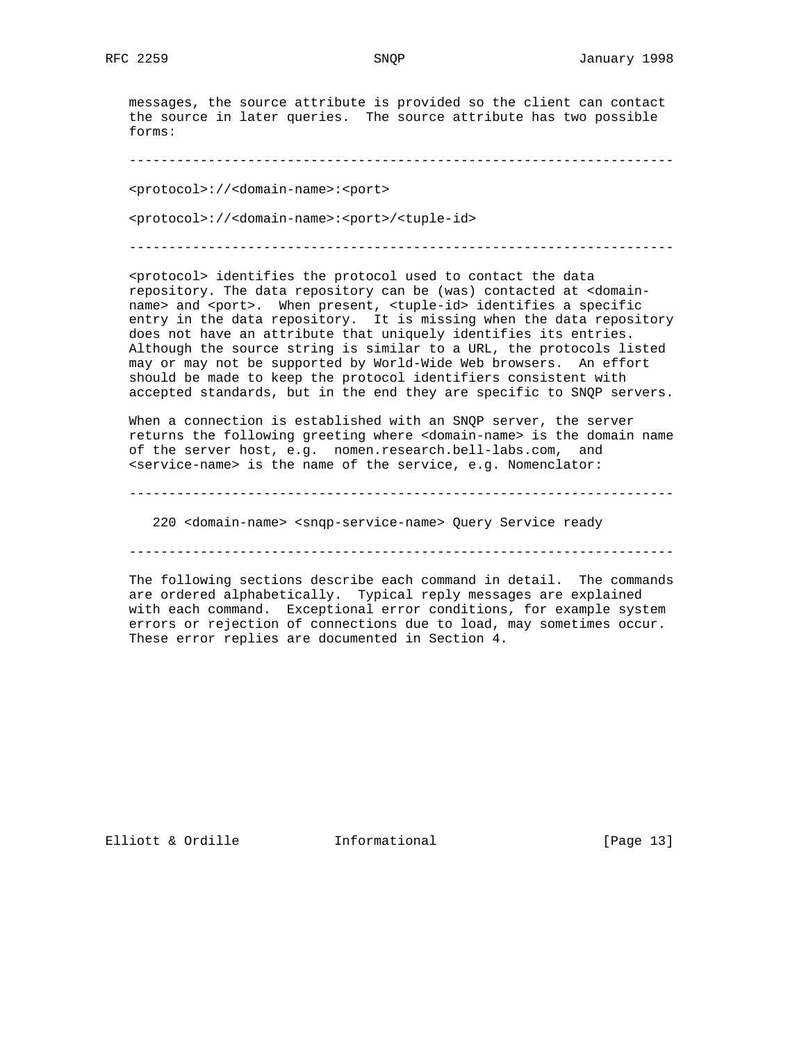messages, the source attribute is provided so the client can contact the source in later queries. The source attribute has two possible forms:

```
---------------------------------------------------------------------

<protocol>://<domain-name>:<port>

<protocol>://<domain-name>:<port>/<tuple-id>

---------------------------------------------------------------------
```

<protocol> identifies the protocol used to contact the data repository. The data repository can be (was) contacted at <domain-name> and <port>. When present, <tuple-id> identifies a specific entry in the data repository. It is missing when the data repository does not have an attribute that uniquely identifies its entries. Although the source string is similar to a URL, the protocols listed may or may not be supported by World-Wide Web browsers. An effort should be made to keep the protocol identifiers consistent with accepted standards, but in the end they are specific to SNQP servers.

When a connection is established with an SNQP server, the server returns the following greeting where <domain-name> is the domain name of the server host, e.g. nomen.research.bell-labs.com, and <service-name> is the name of the service, e.g. Nomenclator:

```
---------------------------------------------------------------------

   220 <domain-name> <snqp-service-name> Query Service ready

---------------------------------------------------------------------
```

The following sections describe each command in detail. The commands are ordered alphabetically. Typical reply messages are explained with each command. Exceptional error conditions, for example system errors or rejection of connections due to load, may sometimes occur. These error replies are documented in Section 4.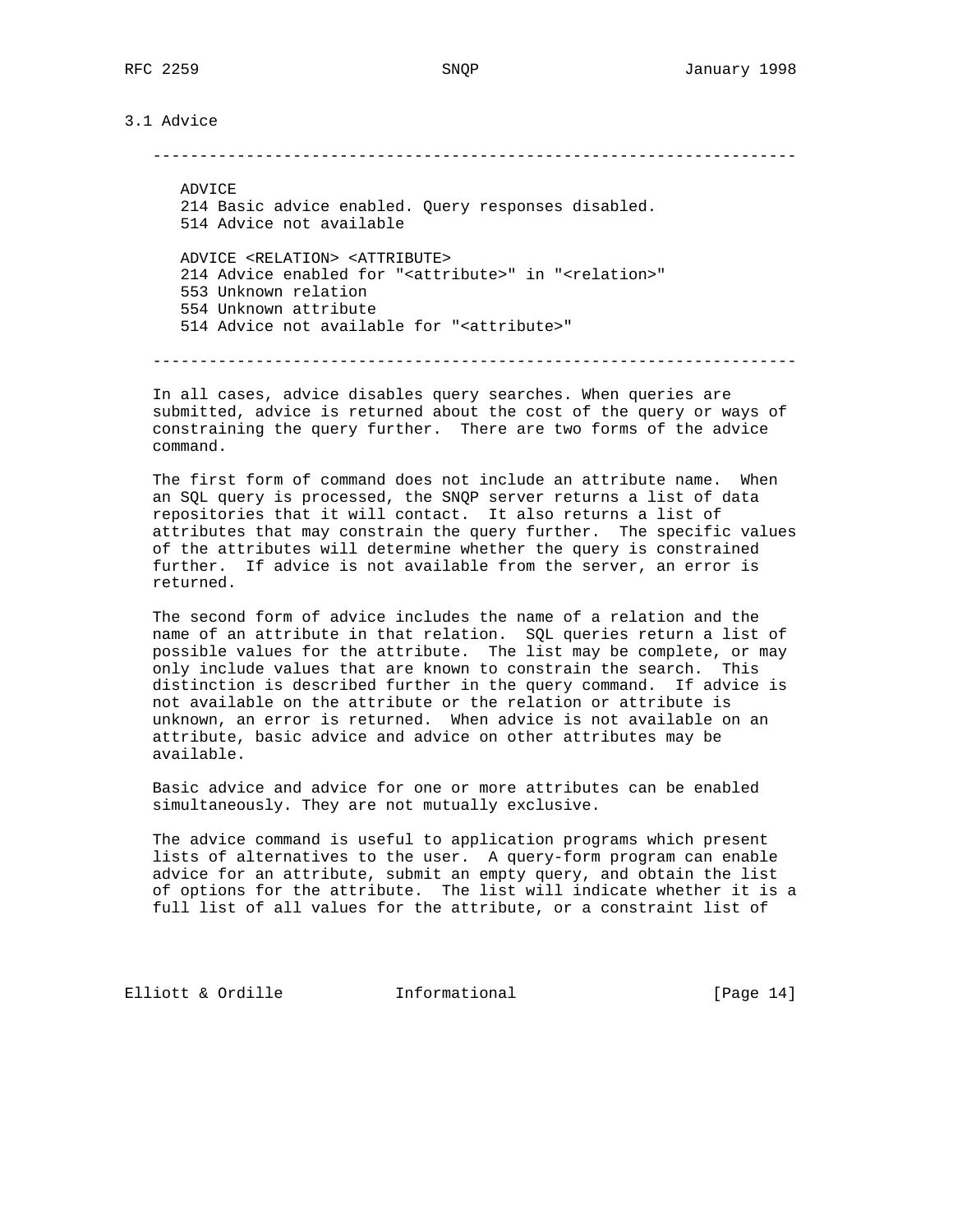## 3.1 Advice

```
---------------------------------------------------------------------

   ADVICE
   214 Basic advice enabled. Query responses disabled.
   514 Advice not available

   ADVICE <RELATION> <ATTRIBUTE>
   214 Advice enabled for "<attribute>" in "<relation>"
   553 Unknown relation
   554 Unknown attribute
   514 Advice not available for "<attribute>"

---------------------------------------------------------------------
```

In all cases, advice disables query searches. When queries are submitted, advice is returned about the cost of the query or ways of constraining the query further. There are two forms of the advice command.

The first form of command does not include an attribute name. When an SQL query is processed, the SNQP server returns a list of data repositories that it will contact. It also returns a list of attributes that may constrain the query further. The specific values of the attributes will determine whether the query is constrained further. If advice is not available from the server, an error is returned.

The second form of advice includes the name of a relation and the name of an attribute in that relation. SQL queries return a list of possible values for the attribute. The list may be complete, or may only include values that are known to constrain the search. This distinction is described further in the query command. If advice is not available on the attribute or the relation or attribute is unknown, an error is returned. When advice is not available on an attribute, basic advice and advice on other attributes may be available.

Basic advice and advice for one or more attributes can be enabled simultaneously. They are not mutually exclusive.

The advice command is useful to application programs which present lists of alternatives to the user. A query-form program can enable advice for an attribute, submit an empty query, and obtain the list of options for the attribute. The list will indicate whether it is a full list of all values for the attribute, or a constraint list of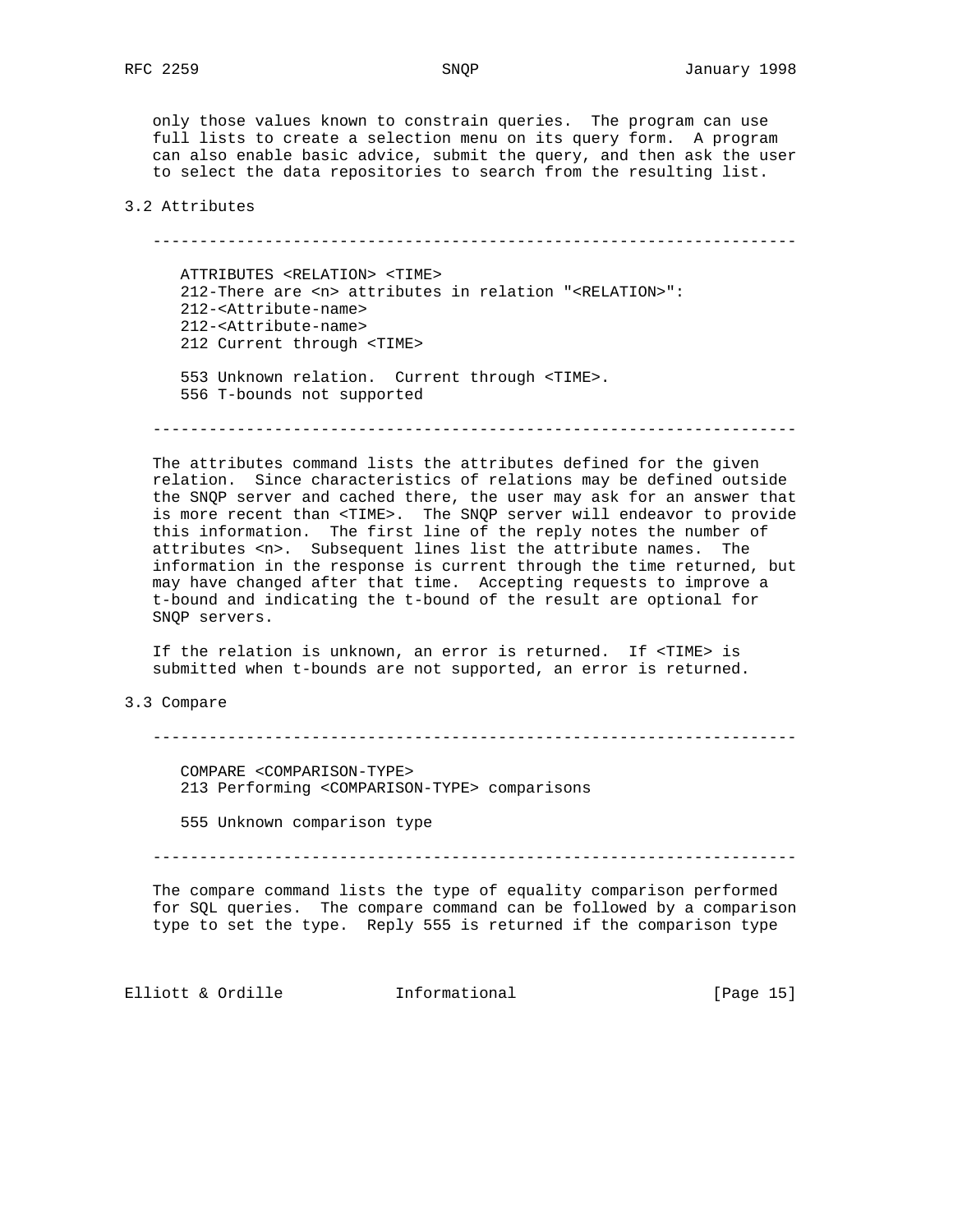only those values known to constrain queries. The program can use full lists to create a selection menu on its query form. A program can also enable basic advice, submit the query, and then ask the user to select the data repositories to search from the resulting list.

## 3.2 Attributes

```
----------------------------------------------------------------------

   ATTRIBUTES <RELATION> <TIME>
   212-There are <n> attributes in relation "<RELATION>":
   212-<Attribute-name>
   212-<Attribute-name>
   212 Current through <TIME>

   553 Unknown relation.  Current through <TIME>.
   556 T-bounds not supported

----------------------------------------------------------------------
```

The attributes command lists the attributes defined for the given relation. Since characteristics of relations may be defined outside the SNQP server and cached there, the user may ask for an answer that is more recent than <TIME>. The SNQP server will endeavor to provide this information. The first line of the reply notes the number of attributes <n>. Subsequent lines list the attribute names. The information in the response is current through the time returned, but may have changed after that time. Accepting requests to improve a t-bound and indicating the t-bound of the result are optional for SNQP servers.

If the relation is unknown, an error is returned. If <TIME> is submitted when t-bounds are not supported, an error is returned.

## 3.3 Compare

```
----------------------------------------------------------------------

   COMPARE <COMPARISON-TYPE>
   213 Performing <COMPARISON-TYPE> comparisons

   555 Unknown comparison type

----------------------------------------------------------------------
```

The compare command lists the type of equality comparison performed for SQL queries. The compare command can be followed by a comparison type to set the type. Reply 555 is returned if the comparison type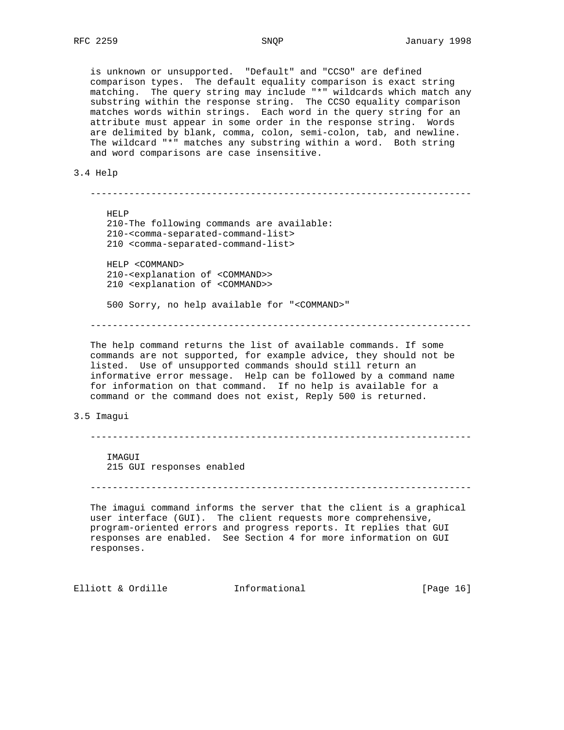is unknown or unsupported. "Default" and "CCSO" are defined comparison types. The default equality comparison is exact string matching. The query string may include "*" wildcards which match any substring within the response string. The CCSO equality comparison matches words within strings. Each word in the query string for an attribute must appear in some order in the response string. Words are delimited by blank, comma, colon, semi-colon, tab, and newline. The wildcard "*" matches any substring within a word. Both string and word comparisons are case insensitive.

## 3.4 Help

```
HELP
210-The following commands are available:
210-<comma-separated-command-list>
210 <comma-separated-command-list>

HELP <COMMAND>
210-<explanation of <COMMAND>>
210 <explanation of <COMMAND>>

500 Sorry, no help available for "<COMMAND>"
```

The help command returns the list of available commands. If some commands are not supported, for example advice, they should not be listed. Use of unsupported commands should still return an informative error message. Help can be followed by a command name for information on that command. If no help is available for a command or the command does not exist, Reply 500 is returned.

## 3.5 Imagui

```
IMAGUI
215 GUI responses enabled
```

The imagui command informs the server that the client is a graphical user interface (GUI). The client requests more comprehensive, program-oriented errors and progress reports. It replies that GUI responses are enabled. See Section 4 for more information on GUI responses.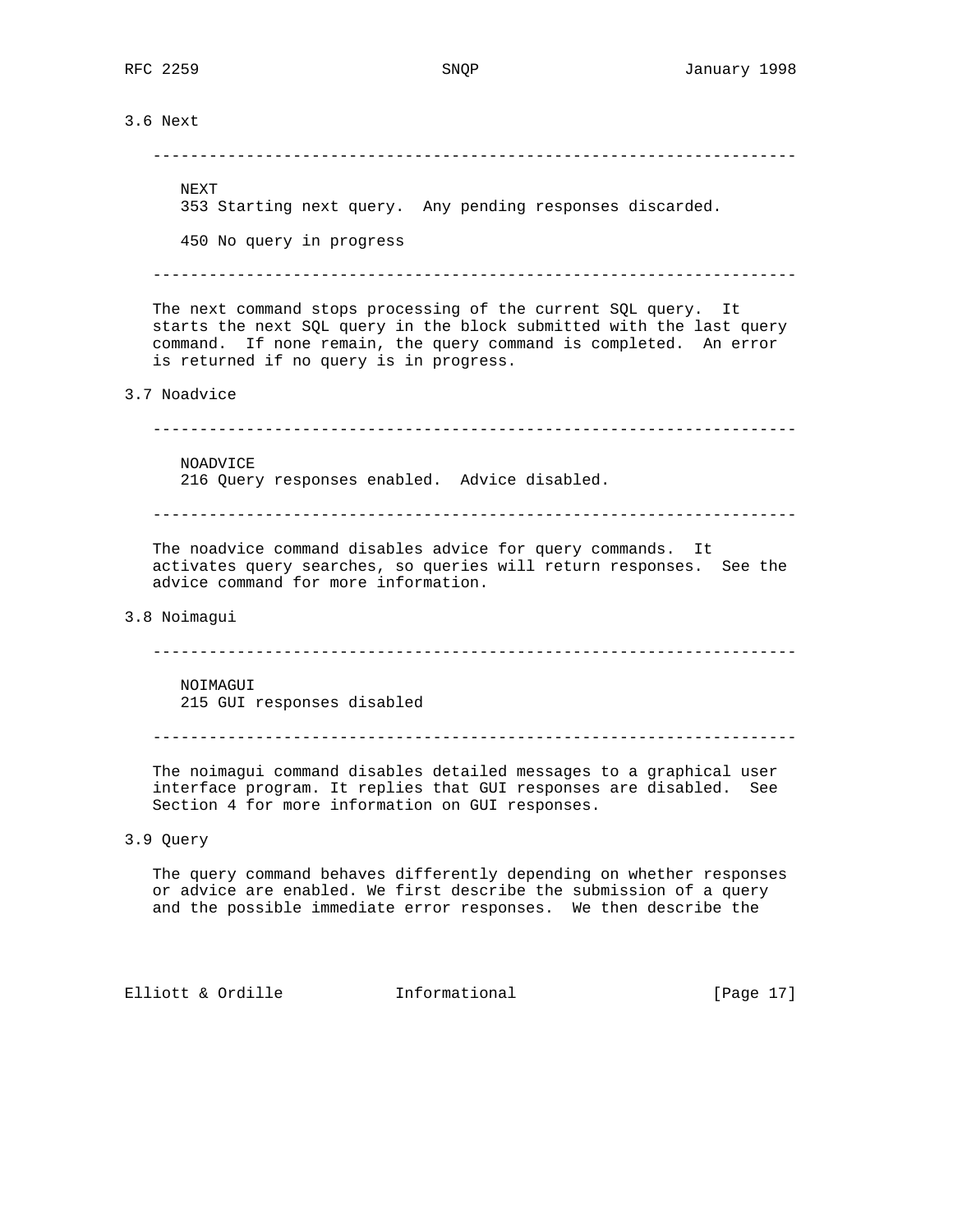### 3.6 Next

```
NEXT
353 Starting next query.  Any pending responses discarded.

450 No query in progress
```

The next command stops processing of the current SQL query. It starts the next SQL query in the block submitted with the last query command. If none remain, the query command is completed. An error is returned if no query is in progress.

### 3.7 Noadvice

```
NOADVICE
216 Query responses enabled.  Advice disabled.
```

The noadvice command disables advice for query commands. It activates query searches, so queries will return responses. See the advice command for more information.

### 3.8 Noimagui

```
NOIMAGUI
215 GUI responses disabled
```

The noimagui command disables detailed messages to a graphical user interface program. It replies that GUI responses are disabled. See Section 4 for more information on GUI responses.

### 3.9 Query

The query command behaves differently depending on whether responses or advice are enabled. We first describe the submission of a query and the possible immediate error responses. We then describe the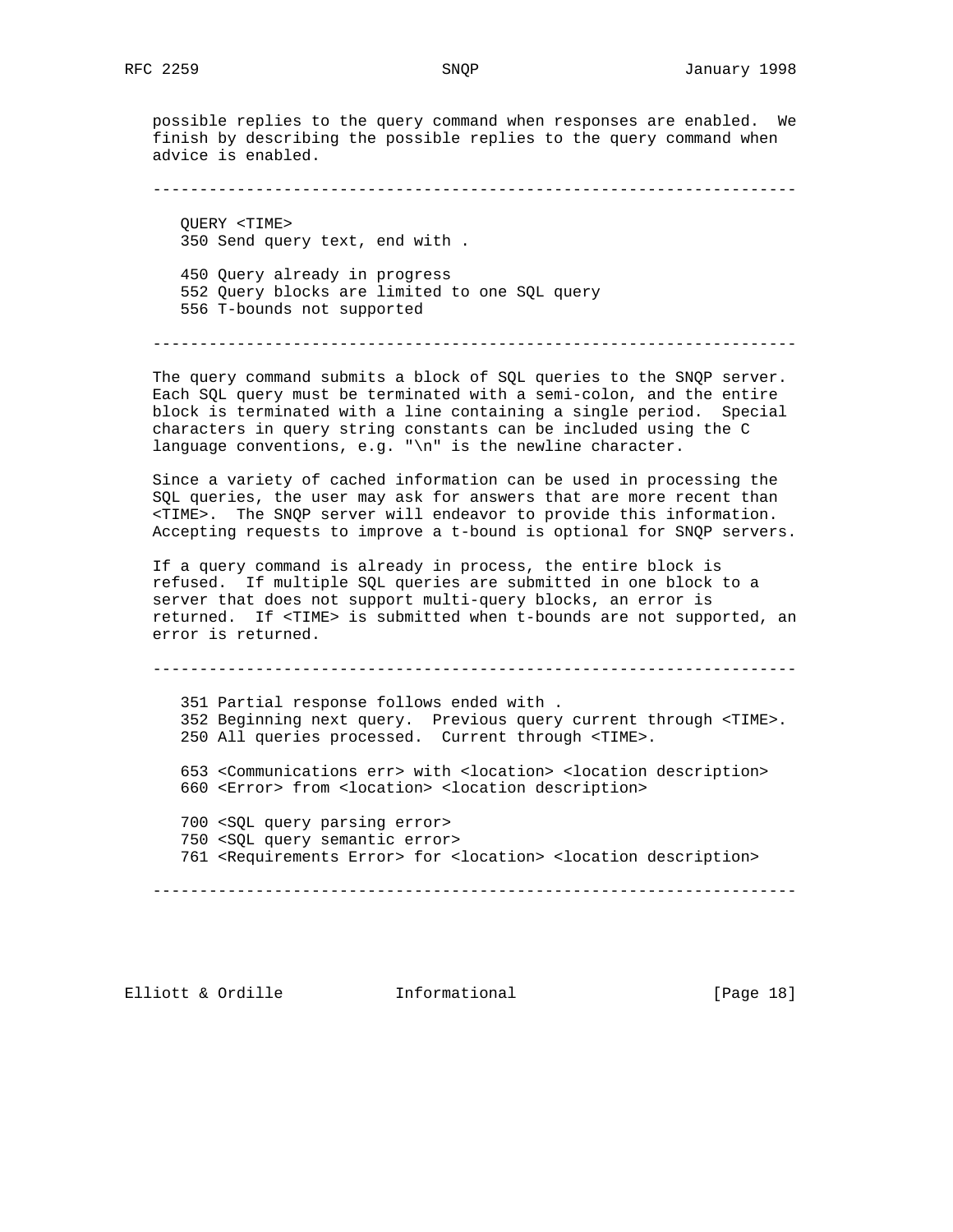possible replies to the query command when responses are enabled. We finish by describing the possible replies to the query command when advice is enabled.

```
---------------------------------------------------------------------

   QUERY <TIME>
   350 Send query text, end with .

   450 Query already in progress
   552 Query blocks are limited to one SQL query
   556 T-bounds not supported

---------------------------------------------------------------------
```

The query command submits a block of SQL queries to the SNQP server. Each SQL query must be terminated with a semi-colon, and the entire block is terminated with a line containing a single period. Special characters in query string constants can be included using the C language conventions, e.g. "\n" is the newline character.

Since a variety of cached information can be used in processing the SQL queries, the user may ask for answers that are more recent than <TIME>. The SNQP server will endeavor to provide this information. Accepting requests to improve a t-bound is optional for SNQP servers.

If a query command is already in process, the entire block is refused. If multiple SQL queries are submitted in one block to a server that does not support multi-query blocks, an error is returned. If <TIME> is submitted when t-bounds are not supported, an error is returned.

```
---------------------------------------------------------------------

   351 Partial response follows ended with .
   352 Beginning next query.  Previous query current through <TIME>.
   250 All queries processed.  Current through <TIME>.

   653 <Communications err> with <location> <location description>
   660 <Error> from <location> <location description>

   700 <SQL query parsing error>
   750 <SQL query semantic error>
   761 <Requirements Error> for <location> <location description>

---------------------------------------------------------------------
```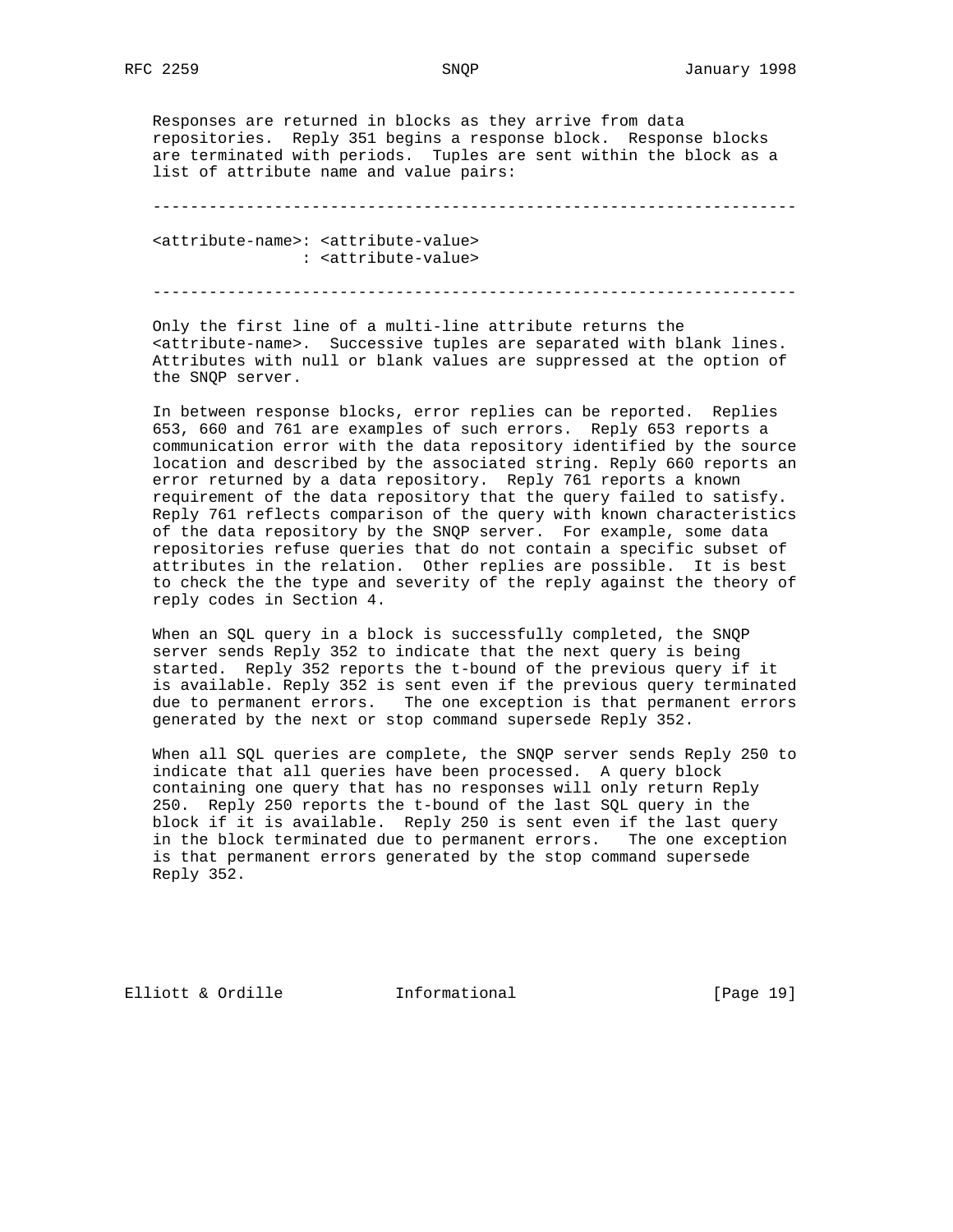Responses are returned in blocks as they arrive from data repositories. Reply 351 begins a response block. Response blocks are terminated with periods. Tuples are sent within the block as a list of attribute name and value pairs:

```
--------------------------------------------------------------------

<attribute-name>: <attribute-value>
                : <attribute-value>

--------------------------------------------------------------------
```

Only the first line of a multi-line attribute returns the <attribute-name>. Successive tuples are separated with blank lines. Attributes with null or blank values are suppressed at the option of the SNQP server.

In between response blocks, error replies can be reported. Replies 653, 660 and 761 are examples of such errors. Reply 653 reports a communication error with the data repository identified by the source location and described by the associated string. Reply 660 reports an error returned by a data repository. Reply 761 reports a known requirement of the data repository that the query failed to satisfy. Reply 761 reflects comparison of the query with known characteristics of the data repository by the SNQP server. For example, some data repositories refuse queries that do not contain a specific subset of attributes in the relation. Other replies are possible. It is best to check the the type and severity of the reply against the theory of reply codes in Section 4.

When an SQL query in a block is successfully completed, the SNQP server sends Reply 352 to indicate that the next query is being started. Reply 352 reports the t-bound of the previous query if it is available. Reply 352 is sent even if the previous query terminated due to permanent errors. The one exception is that permanent errors generated by the next or stop command supersede Reply 352.

When all SQL queries are complete, the SNQP server sends Reply 250 to indicate that all queries have been processed. A query block containing one query that has no responses will only return Reply 250. Reply 250 reports the t-bound of the last SQL query in the block if it is available. Reply 250 is sent even if the last query in the block terminated due to permanent errors. The one exception is that permanent errors generated by the stop command supersede Reply 352.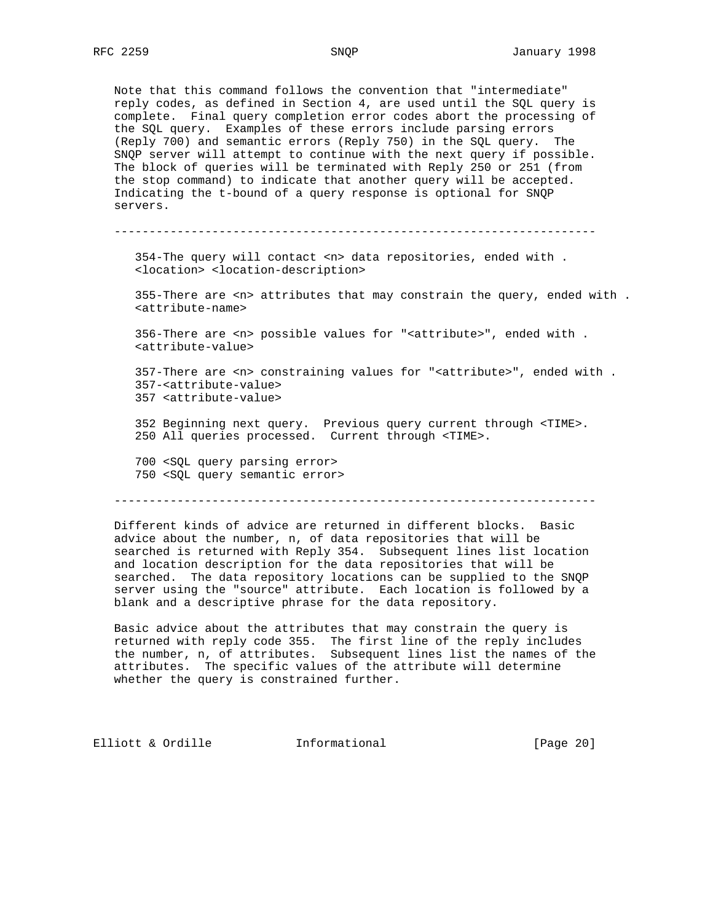Note that this command follows the convention that "intermediate" reply codes, as defined in Section 4, are used until the SQL query is complete. Final query completion error codes abort the processing of the SQL query. Examples of these errors include parsing errors (Reply 700) and semantic errors (Reply 750) in the SQL query. The SNQP server will attempt to continue with the next query if possible. The block of queries will be terminated with Reply 250 or 251 (from the stop command) to indicate that another query will be accepted. Indicating the t-bound of a query response is optional for SNQP servers.

```
---------------------------------------------------------------------

   354-The query will contact <n> data repositories, ended with .
   <location> <location-description>

   355-There are <n> attributes that may constrain the query, ended with .
   <attribute-name>

   356-There are <n> possible values for "<attribute>", ended with .
   <attribute-value>

   357-There are <n> constraining values for "<attribute>", ended with .
   357-<attribute-value>
   357 <attribute-value>

   352 Beginning next query.  Previous query current through <TIME>.
   250 All queries processed.  Current through <TIME>.

   700 <SQL query parsing error>
   750 <SQL query semantic error>

---------------------------------------------------------------------
```

Different kinds of advice are returned in different blocks. Basic advice about the number, n, of data repositories that will be searched is returned with Reply 354. Subsequent lines list location and location description for the data repositories that will be searched. The data repository locations can be supplied to the SNQP server using the "source" attribute. Each location is followed by a blank and a descriptive phrase for the data repository.

Basic advice about the attributes that may constrain the query is returned with reply code 355. The first line of the reply includes the number, n, of attributes. Subsequent lines list the names of the attributes. The specific values of the attribute will determine whether the query is constrained further.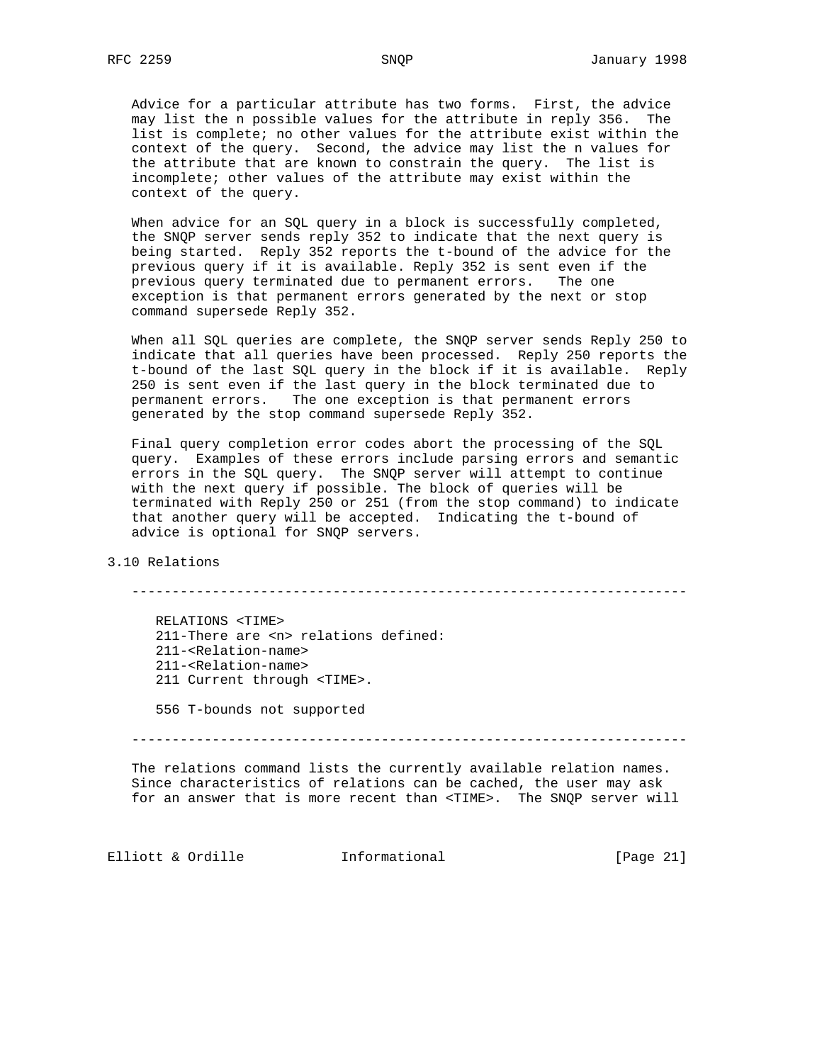Advice for a particular attribute has two forms. First, the advice may list the n possible values for the attribute in reply 356. The list is complete; no other values for the attribute exist within the context of the query. Second, the advice may list the n values for the attribute that are known to constrain the query. The list is incomplete; other values of the attribute may exist within the context of the query.

When advice for an SQL query in a block is successfully completed, the SNQP server sends reply 352 to indicate that the next query is being started. Reply 352 reports the t-bound of the advice for the previous query if it is available. Reply 352 is sent even if the previous query terminated due to permanent errors. The one exception is that permanent errors generated by the next or stop command supersede Reply 352.

When all SQL queries are complete, the SNQP server sends Reply 250 to indicate that all queries have been processed. Reply 250 reports the t-bound of the last SQL query in the block if it is available. Reply 250 is sent even if the last query in the block terminated due to permanent errors. The one exception is that permanent errors generated by the stop command supersede Reply 352.

Final query completion error codes abort the processing of the SQL query. Examples of these errors include parsing errors and semantic errors in the SQL query. The SNQP server will attempt to continue with the next query if possible. The block of queries will be terminated with Reply 250 or 251 (from the stop command) to indicate that another query will be accepted. Indicating the t-bound of advice is optional for SNQP servers.

## 3.10 Relations

```
   --------------------------------------------------------------------

      RELATIONS <TIME>
      211-There are <n> relations defined:
      211-<Relation-name>
      211-<Relation-name>
      211 Current through <TIME>.

      556 T-bounds not supported

   --------------------------------------------------------------------
```

The relations command lists the currently available relation names. Since characteristics of relations can be cached, the user may ask for an answer that is more recent than <TIME>. The SNQP server will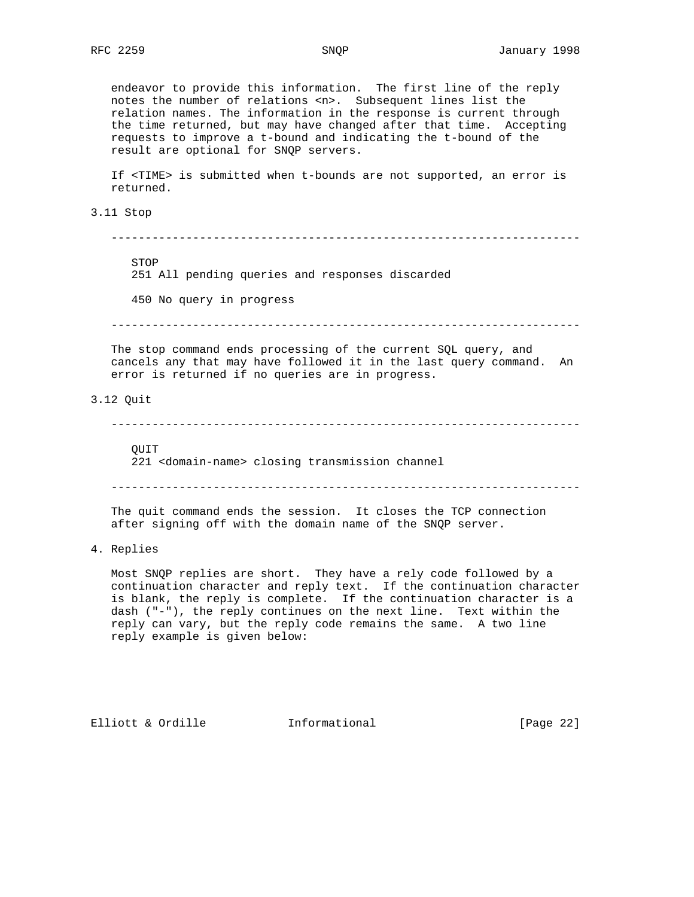endeavor to provide this information. The first line of the reply notes the number of relations <n>. Subsequent lines list the relation names. The information in the response is current through the time returned, but may have changed after that time. Accepting requests to improve a t-bound and indicating the t-bound of the result are optional for SNQP servers.

If <TIME> is submitted when t-bounds are not supported, an error is returned.

### 3.11 Stop

```
STOP
251 All pending queries and responses discarded

450 No query in progress
```

The stop command ends processing of the current SQL query, and cancels any that may have followed it in the last query command. An error is returned if no queries are in progress.

### 3.12 Quit

```
QUIT
221 <domain-name> closing transmission channel
```

The quit command ends the session. It closes the TCP connection after signing off with the domain name of the SNQP server.

## 4. Replies

Most SNQP replies are short. They have a rely code followed by a continuation character and reply text. If the continuation character is blank, the reply is complete. If the continuation character is a dash ("-"), the reply continues on the next line. Text within the reply can vary, but the reply code remains the same. A two line reply example is given below: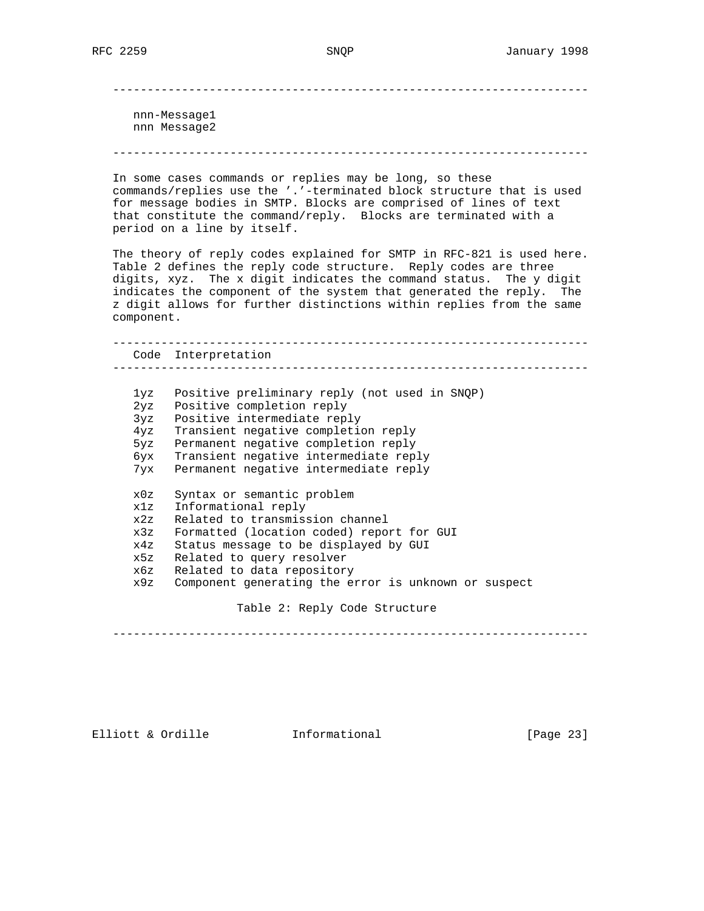```
nnn-Message1
nnn Message2
```

In some cases commands or replies may be long, so these commands/replies use the '.'-terminated block structure that is used for message bodies in SMTP. Blocks are comprised of lines of text that constitute the command/reply. Blocks are terminated with a period on a line by itself.

The theory of reply codes explained for SMTP in RFC-821 is used here. Table 2 defines the reply code structure. Reply codes are three digits, xyz. The x digit indicates the command status. The y digit indicates the component of the system that generated the reply. The z digit allows for further distinctions within replies from the same component.

| Code | Interpretation |
| --- | --- |
| 1yz | Positive preliminary reply (not used in SNQP) |
| 2yz | Positive completion reply |
| 3yz | Positive intermediate reply |
| 4yz | Transient negative completion reply |
| 5yz | Permanent negative completion reply |
| 6yx | Transient negative intermediate reply |
| 7yx | Permanent negative intermediate reply |
| x0z | Syntax or semantic problem |
| x1z | Informational reply |
| x2z | Related to transmission channel |
| x3z | Formatted (location coded) report for GUI |
| x4z | Status message to be displayed by GUI |
| x5z | Related to query resolver |
| x6z | Related to data repository |
| x9z | Component generating the error is unknown or suspect |

Table 2: Reply Code Structure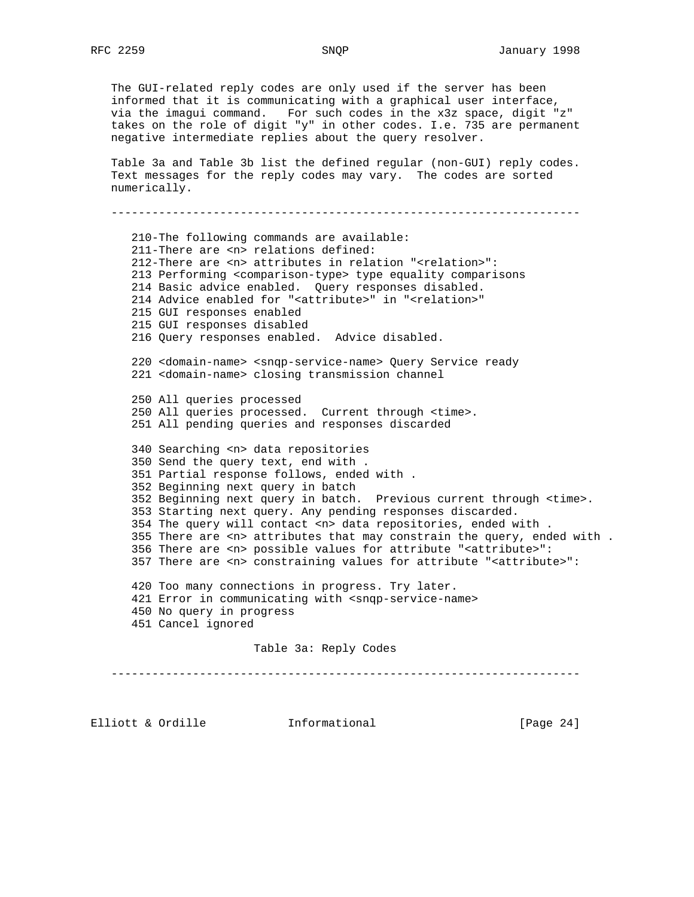The GUI-related reply codes are only used if the server has been informed that it is communicating with a graphical user interface, via the imagui command. For such codes in the x3z space, digit "z" takes on the role of digit "y" in other codes. I.e. 735 are permanent negative intermediate replies about the query resolver.

Table 3a and Table 3b list the defined regular (non-GUI) reply codes. Text messages for the reply codes may vary. The codes are sorted numerically.

---

```
210-The following commands are available:
211-There are <n> relations defined:
212-There are <n> attributes in relation "<relation>":
213 Performing <comparison-type> type equality comparisons
214 Basic advice enabled.  Query responses disabled.
214 Advice enabled for "<attribute>" in "<relation>"
215 GUI responses enabled
215 GUI responses disabled
216 Query responses enabled.  Advice disabled.

220 <domain-name> <snqp-service-name> Query Service ready
221 <domain-name> closing transmission channel

250 All queries processed
250 All queries processed.  Current through <time>.
251 All pending queries and responses discarded

340 Searching <n> data repositories
350 Send the query text, end with .
351 Partial response follows, ended with .
352 Beginning next query in batch
352 Beginning next query in batch.  Previous current through <time>.
353 Starting next query. Any pending responses discarded.
354 The query will contact <n> data repositories, ended with .
355 There are <n> attributes that may constrain the query, ended with .
356 There are <n> possible values for attribute "<attribute>":
357 There are <n> constraining values for attribute "<attribute>":

420 Too many connections in progress. Try later.
421 Error in communicating with <snqp-service-name>
450 No query in progress
451 Cancel ignored
```

Table 3a: Reply Codes

---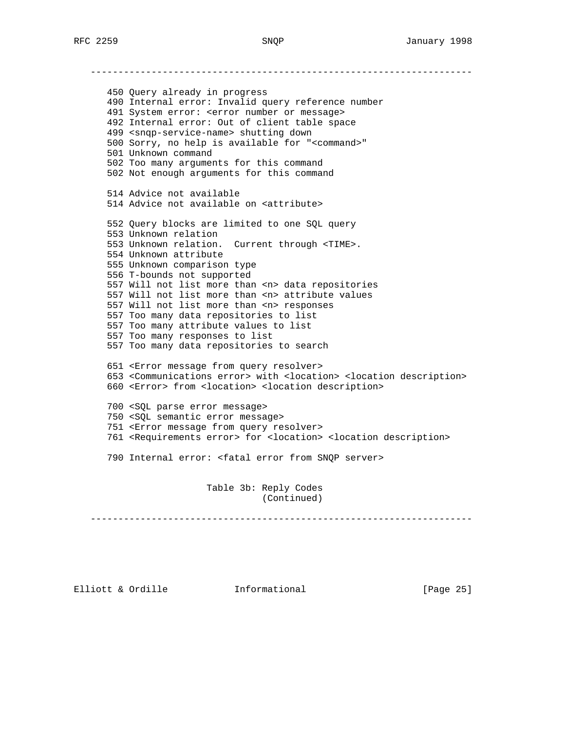```
   ---------------------------------------------------------------------

      450 Query already in progress
      490 Internal error: Invalid query reference number
      491 System error: <error number or message>
      492 Internal error: Out of client table space
      499 <snqp-service-name> shutting down
      500 Sorry, no help is available for "<command>"
      501 Unknown command
      502 Too many arguments for this command
      502 Not enough arguments for this command

      514 Advice not available
      514 Advice not available on <attribute>

      552 Query blocks are limited to one SQL query
      553 Unknown relation
      553 Unknown relation.  Current through <TIME>.
      554 Unknown attribute
      555 Unknown comparison type
      556 T-bounds not supported
      557 Will not list more than <n> data repositories
      557 Will not list more than <n> attribute values
      557 Will not list more than <n> responses
      557 Too many data repositories to list
      557 Too many attribute values to list
      557 Too many responses to list
      557 Too many data repositories to search

      651 <Error message from query resolver>
      653 <Communications error> with <location> <location description>
      660 <Error> from <location> <location description>

      700 <SQL parse error message>
      750 <SQL semantic error message>
      751 <Error message from query resolver>
      761 <Requirements error> for <location> <location description>

      790 Internal error: <fatal error from SNQP server>


                         Table 3b: Reply Codes
                                   (Continued)

   ---------------------------------------------------------------------
```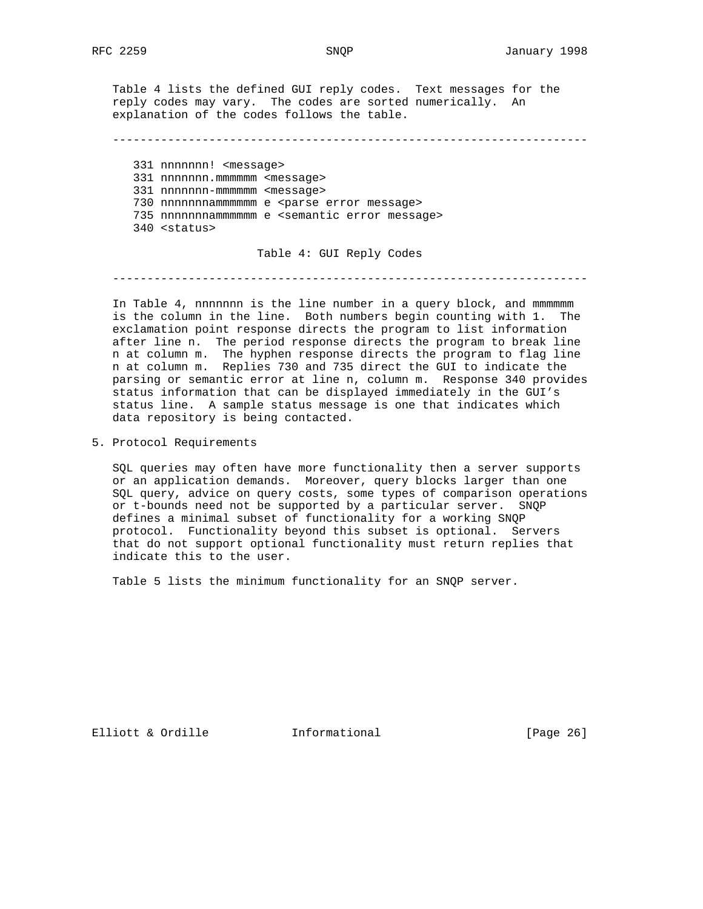Table 4 lists the defined GUI reply codes. Text messages for the reply codes may vary. The codes are sorted numerically. An explanation of the codes follows the table.

```
331 nnnnnnn! <message>
331 nnnnnnn.mmmmmm <message>
331 nnnnnnn-mmmmmm <message>
730 nnnnnnnammmmmm e <parse error message>
735 nnnnnnnammmmmm e <semantic error message>
340 <status>
```

Table 4: GUI Reply Codes

In Table 4, nnnnnnn is the line number in a query block, and mmmmmm is the column in the line. Both numbers begin counting with 1. The exclamation point response directs the program to list information after line n. The period response directs the program to break line n at column m. The hyphen response directs the program to flag line n at column m. Replies 730 and 735 direct the GUI to indicate the parsing or semantic error at line n, column m. Response 340 provides status information that can be displayed immediately in the GUI's status line. A sample status message is one that indicates which data repository is being contacted.

## 5. Protocol Requirements

SQL queries may often have more functionality then a server supports or an application demands. Moreover, query blocks larger than one SQL query, advice on query costs, some types of comparison operations or t-bounds need not be supported by a particular server. SNQP defines a minimal subset of functionality for a working SNQP protocol. Functionality beyond this subset is optional. Servers that do not support optional functionality must return replies that indicate this to the user.

Table 5 lists the minimum functionality for an SNQP server.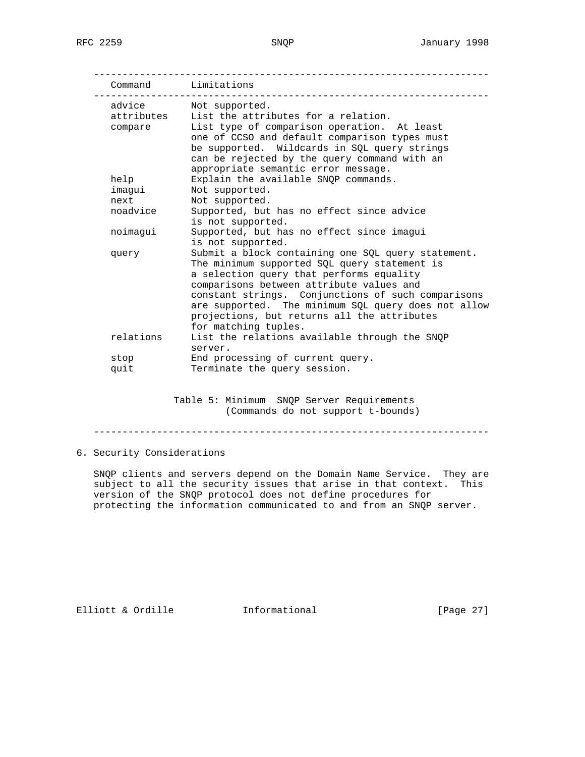| Command | Limitations |
| --- | --- |
| advice | Not supported. |
| attributes | List the attributes for a relation. |
| compare | List type of comparison operation. At least one of CCSO and default comparison types must be supported. Wildcards in SQL query strings can be rejected by the query command with an appropriate semantic error message. |
| help | Explain the available SNQP commands. |
| imagui | Not supported. |
| next | Not supported. |
| noadvice | Supported, but has no effect since advice is not supported. |
| noimagui | Supported, but has no effect since imagui is not supported. |
| query | Submit a block containing one SQL query statement. The minimum supported SQL query statement is a selection query that performs equality comparisons between attribute values and constant strings. Conjunctions of such comparisons are supported. The minimum SQL query does not allow projections, but returns all the attributes for matching tuples. |
| relations | List the relations available through the SNQP server. |
| stop | End processing of current query. |
| quit | Terminate the query session. |

Table 5: Minimum SNQP Server Requirements
(Commands do not support t-bounds)

## 6. Security Considerations

SNQP clients and servers depend on the Domain Name Service. They are subject to all the security issues that arise in that context. This version of the SNQP protocol does not define procedures for protecting the information communicated to and from an SNQP server.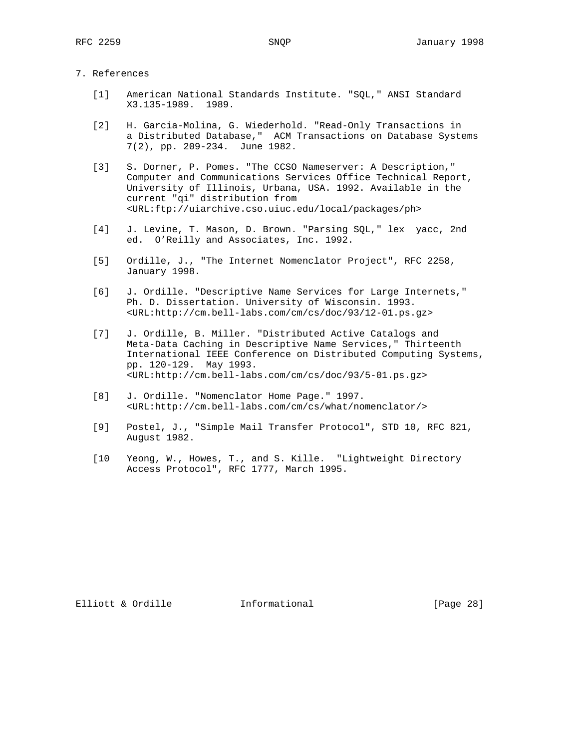## 7. References

[1] American National Standards Institute. "SQL," ANSI Standard X3.135-1989. 1989.

[2] H. Garcia-Molina, G. Wiederhold. "Read-Only Transactions in a Distributed Database," ACM Transactions on Database Systems 7(2), pp. 209-234. June 1982.

[3] S. Dorner, P. Pomes. "The CCSO Nameserver: A Description," Computer and Communications Services Office Technical Report, University of Illinois, Urbana, USA. 1992. Available in the current "qi" distribution from <URL:ftp://uiarchive.cso.uiuc.edu/local/packages/ph>

[4] J. Levine, T. Mason, D. Brown. "Parsing SQL," lex yacc, 2nd ed. O'Reilly and Associates, Inc. 1992.

[5] Ordille, J., "The Internet Nomenclator Project", RFC 2258, January 1998.

[6] J. Ordille. "Descriptive Name Services for Large Internets," Ph. D. Dissertation. University of Wisconsin. 1993. <URL:http://cm.bell-labs.com/cm/cs/doc/93/12-01.ps.gz>

[7] J. Ordille, B. Miller. "Distributed Active Catalogs and Meta-Data Caching in Descriptive Name Services," Thirteenth International IEEE Conference on Distributed Computing Systems, pp. 120-129. May 1993. <URL:http://cm.bell-labs.com/cm/cs/doc/93/5-01.ps.gz>

[8] J. Ordille. "Nomenclator Home Page." 1997. <URL:http://cm.bell-labs.com/cm/cs/what/nomenclator/>

[9] Postel, J., "Simple Mail Transfer Protocol", STD 10, RFC 821, August 1982.

[10 Yeong, W., Howes, T., and S. Kille. "Lightweight Directory Access Protocol", RFC 1777, March 1995.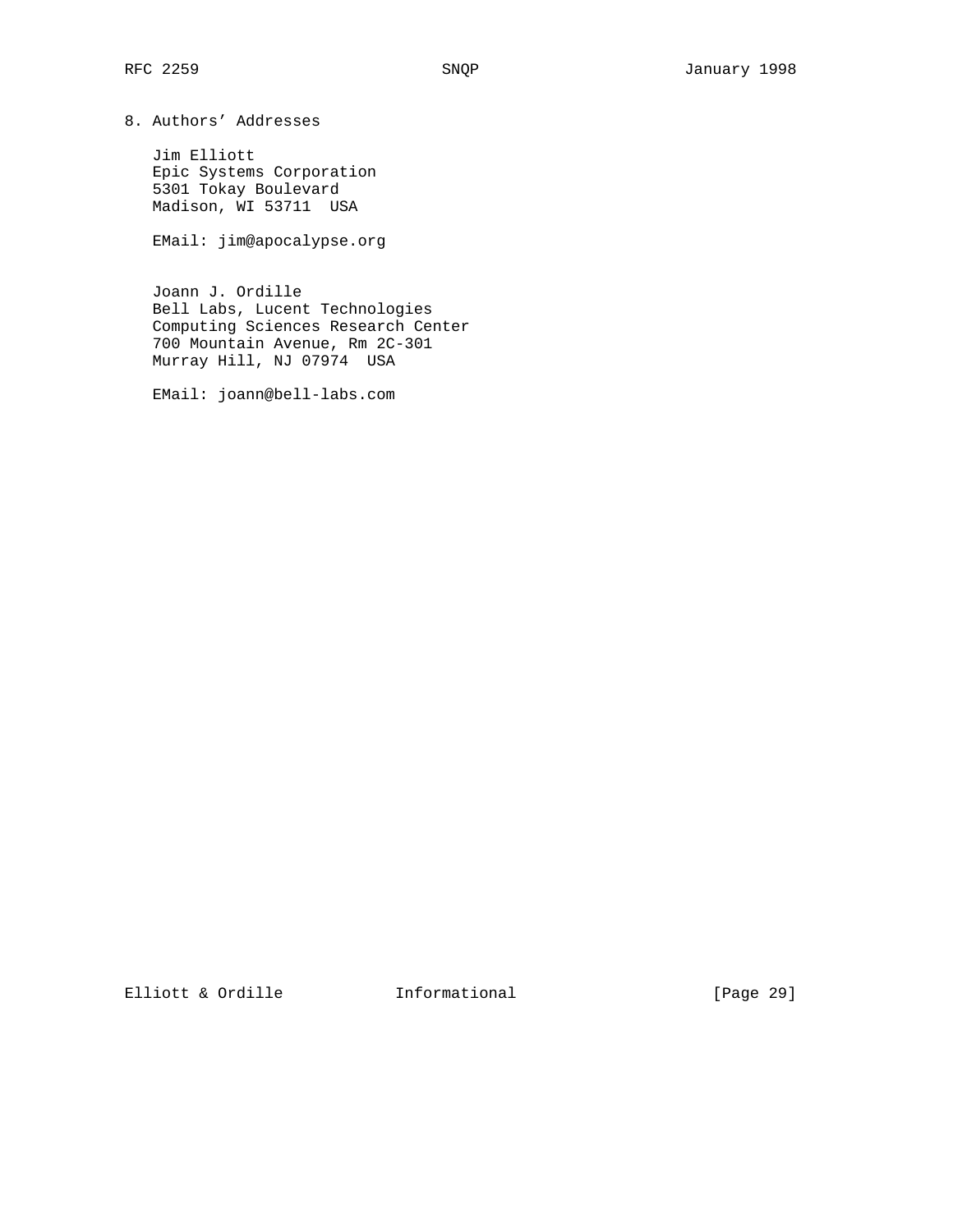## 8. Authors' Addresses

Jim Elliott
Epic Systems Corporation
5301 Tokay Boulevard
Madison, WI 53711  USA

EMail: jim@apocalypse.org

Joann J. Ordille
Bell Labs, Lucent Technologies
Computing Sciences Research Center
700 Mountain Avenue, Rm 2C-301
Murray Hill, NJ 07974  USA

EMail: joann@bell-labs.com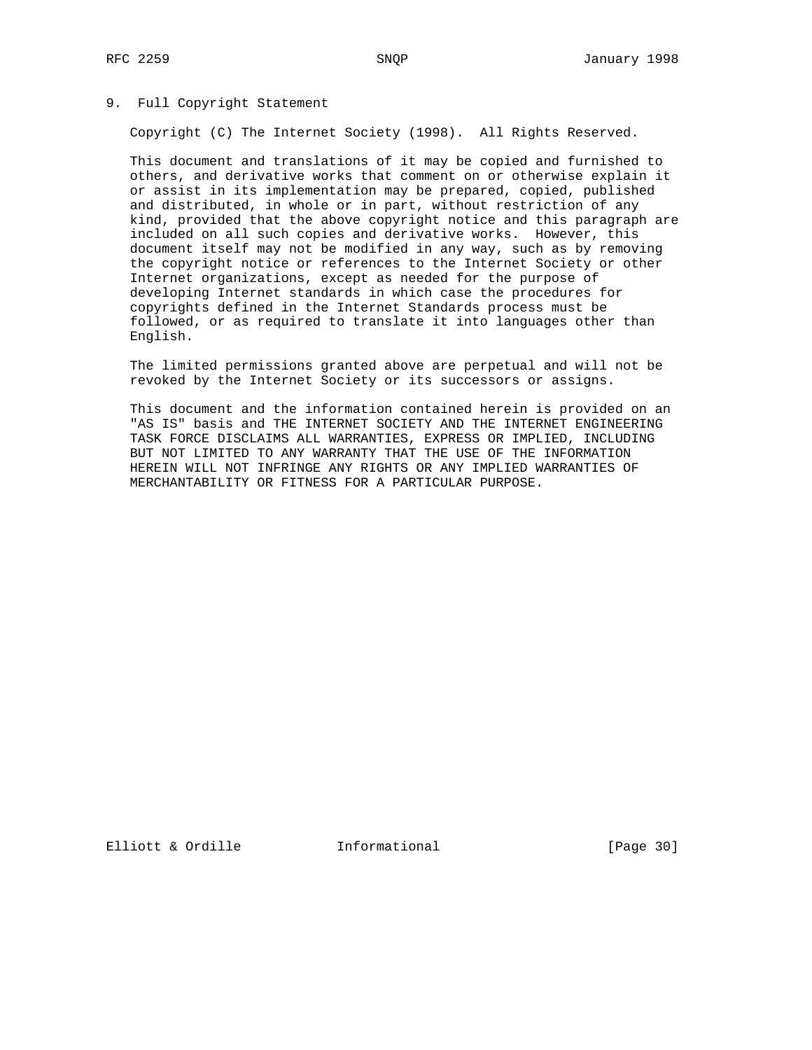## 9. Full Copyright Statement

Copyright (C) The Internet Society (1998). All Rights Reserved.

This document and translations of it may be copied and furnished to others, and derivative works that comment on or otherwise explain it or assist in its implementation may be prepared, copied, published and distributed, in whole or in part, without restriction of any kind, provided that the above copyright notice and this paragraph are included on all such copies and derivative works. However, this document itself may not be modified in any way, such as by removing the copyright notice or references to the Internet Society or other Internet organizations, except as needed for the purpose of developing Internet standards in which case the procedures for copyrights defined in the Internet Standards process must be followed, or as required to translate it into languages other than English.

The limited permissions granted above are perpetual and will not be revoked by the Internet Society or its successors or assigns.

This document and the information contained herein is provided on an "AS IS" basis and THE INTERNET SOCIETY AND THE INTERNET ENGINEERING TASK FORCE DISCLAIMS ALL WARRANTIES, EXPRESS OR IMPLIED, INCLUDING BUT NOT LIMITED TO ANY WARRANTY THAT THE USE OF THE INFORMATION HEREIN WILL NOT INFRINGE ANY RIGHTS OR ANY IMPLIED WARRANTIES OF MERCHANTABILITY OR FITNESS FOR A PARTICULAR PURPOSE.